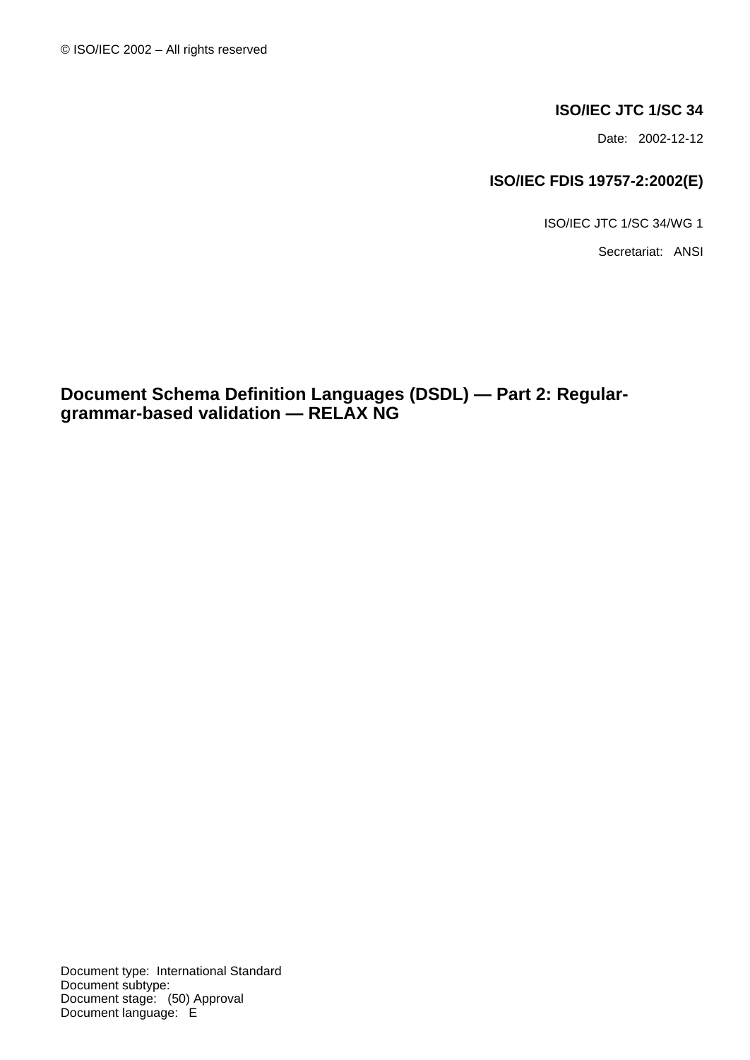© ISO/IEC 2002 – All rights reserved

**ISO/IEC JTC 1/SC 34**

Date: 2002-12-12

**ISO/IEC FDIS 19757-2:2002(E)**

ISO/IEC JTC 1/SC 34/WG 1

Secretariat: ANSI

# Document Schema Definition Languages (DSDL) — Part 2: Regular-grammar-based validation — RELAX NG

Document type: International Standard
Document subtype:
Document stage: (50) Approval
Document language: E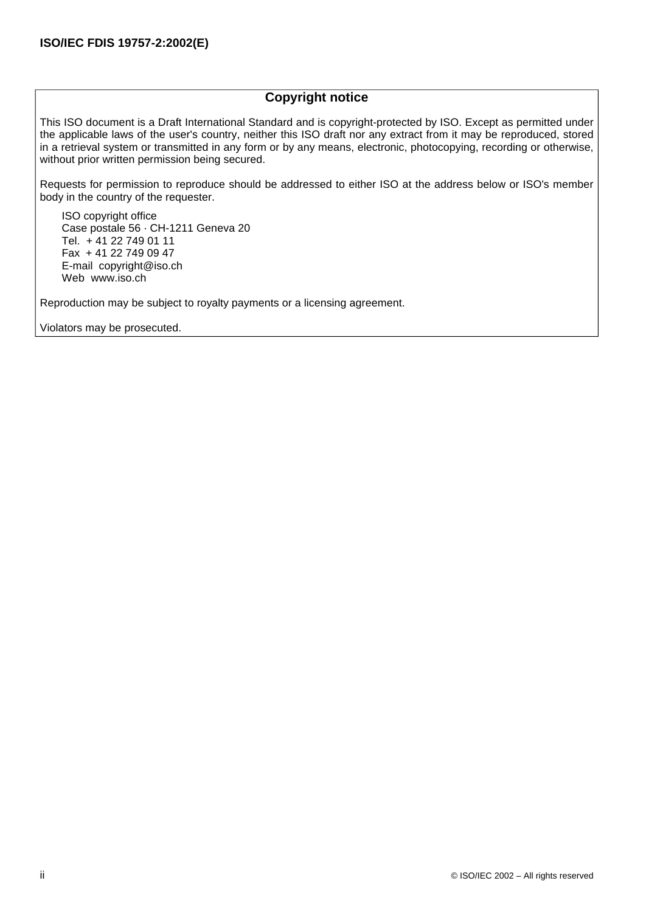## Copyright notice

This ISO document is a Draft International Standard and is copyright-protected by ISO. Except as permitted under the applicable laws of the user's country, neither this ISO draft nor any extract from it may be reproduced, stored in a retrieval system or transmitted in any form or by any means, electronic, photocopying, recording or otherwise, without prior written permission being secured.

Requests for permission to reproduce should be addressed to either ISO at the address below or ISO's member body in the country of the requester.

ISO copyright office
Case postale 56 · CH-1211 Geneva 20
Tel. + 41 22 749 01 11
Fax + 41 22 749 09 47
E-mail copyright@iso.ch
Web www.iso.ch

Reproduction may be subject to royalty payments or a licensing agreement.

Violators may be prosecuted.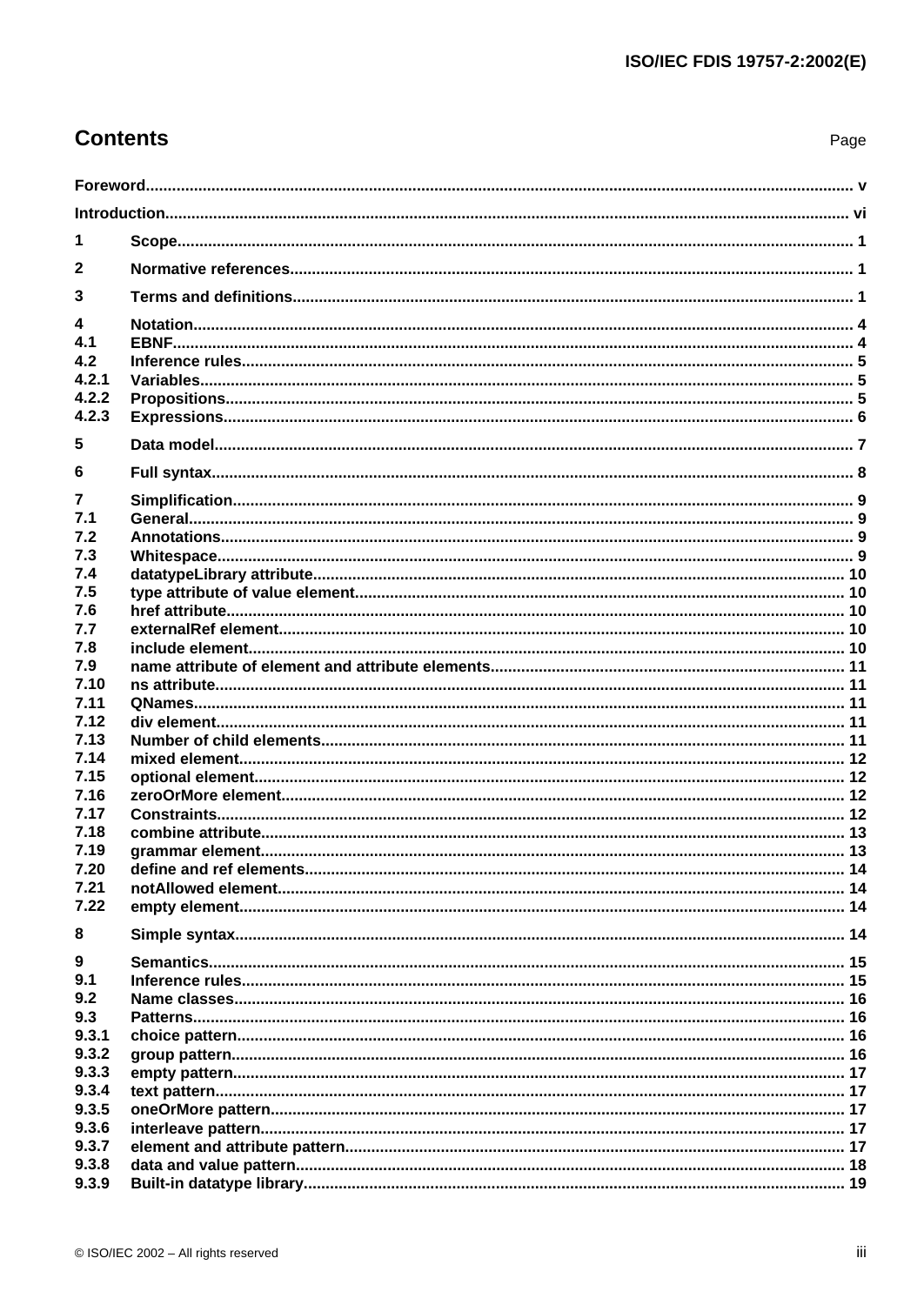# Contents

Page

Foreword ..... v

Introduction ..... vi

1 Scope ..... 1

2 Normative references ..... 1

3 Terms and definitions ..... 1

4 Notation ..... 4
4.1 EBNF ..... 4
4.2 Inference rules ..... 5
4.2.1 Variables ..... 5
4.2.2 Propositions ..... 5
4.2.3 Expressions ..... 6

5 Data model ..... 7

6 Full syntax ..... 8

7 Simplification ..... 9
7.1 General ..... 9
7.2 Annotations ..... 9
7.3 Whitespace ..... 9
7.4 datatypeLibrary attribute ..... 10
7.5 type attribute of value element ..... 10
7.6 href attribute ..... 10
7.7 externalRef element ..... 10
7.8 include element ..... 10
7.9 name attribute of element and attribute elements ..... 11
7.10 ns attribute ..... 11
7.11 QNames ..... 11
7.12 div element ..... 11
7.13 Number of child elements ..... 11
7.14 mixed element ..... 12
7.15 optional element ..... 12
7.16 zeroOrMore element ..... 12
7.17 Constraints ..... 12
7.18 combine attribute ..... 13
7.19 grammar element ..... 13
7.20 define and ref elements ..... 14
7.21 notAllowed element ..... 14
7.22 empty element ..... 14

8 Simple syntax ..... 14

9 Semantics ..... 15
9.1 Inference rules ..... 15
9.2 Name classes ..... 16
9.3 Patterns ..... 16
9.3.1 choice pattern ..... 16
9.3.2 group pattern ..... 16
9.3.3 empty pattern ..... 17
9.3.4 text pattern ..... 17
9.3.5 oneOrMore pattern ..... 17
9.3.6 interleave pattern ..... 17
9.3.7 element and attribute pattern ..... 17
9.3.8 data and value pattern ..... 18
9.3.9 Built-in datatype library ..... 19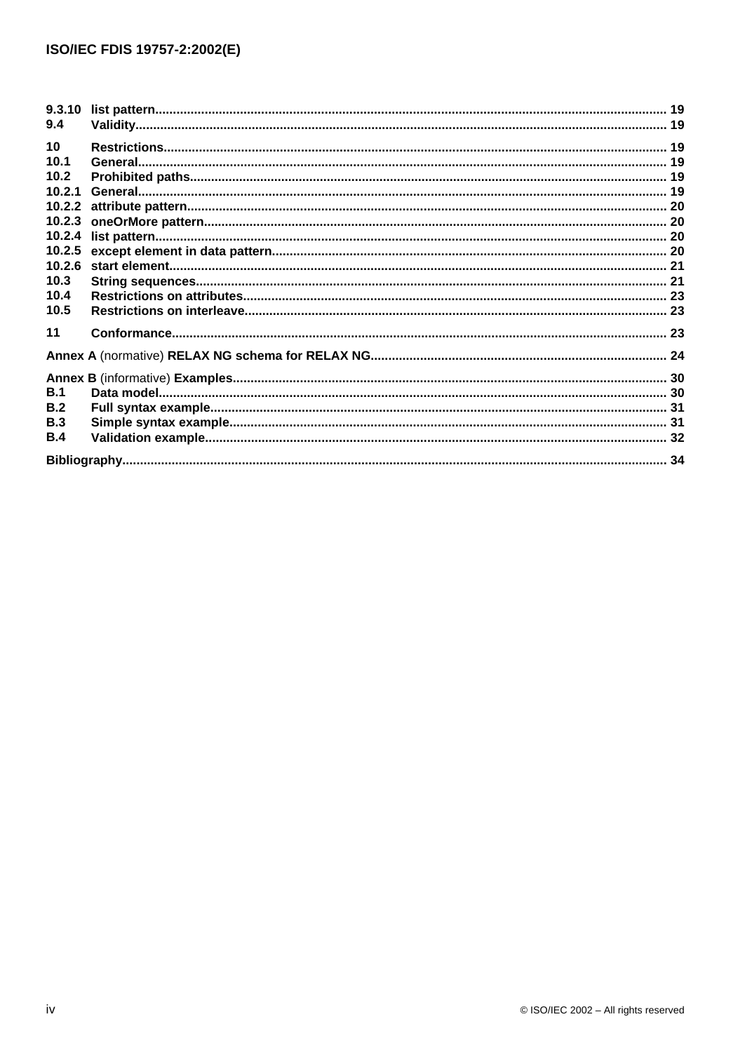9.3.10 list pattern ........ 19
9.4 Validity ........ 19

10 Restrictions ........ 19
10.1 General ........ 19
10.2 Prohibited paths ........ 19
10.2.1 General ........ 19
10.2.2 attribute pattern ........ 20
10.2.3 oneOrMore pattern ........ 20
10.2.4 list pattern ........ 20
10.2.5 except element in data pattern ........ 20
10.2.6 start element ........ 21
10.3 String sequences ........ 21
10.4 Restrictions on attributes ........ 23
10.5 Restrictions on interleave ........ 23

11 Conformance ........ 23

**Annex A** (normative) **RELAX NG schema for RELAX NG** ........ 24

**Annex B** (informative) **Examples** ........ 30
B.1 Data model ........ 30
B.2 Full syntax example ........ 31
B.3 Simple syntax example ........ 31
B.4 Validation example ........ 32

**Bibliography** ........ 34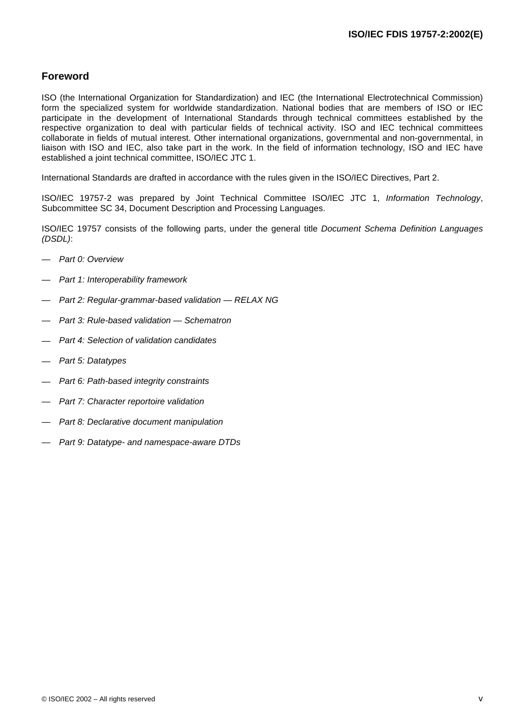## Foreword

ISO (the International Organization for Standardization) and IEC (the International Electrotechnical Commission) form the specialized system for worldwide standardization. National bodies that are members of ISO or IEC participate in the development of International Standards through technical committees established by the respective organization to deal with particular fields of technical activity. ISO and IEC technical committees collaborate in fields of mutual interest. Other international organizations, governmental and non-governmental, in liaison with ISO and IEC, also take part in the work. In the field of information technology, ISO and IEC have established a joint technical committee, ISO/IEC JTC 1.

International Standards are drafted in accordance with the rules given in the ISO/IEC Directives, Part 2.

ISO/IEC 19757-2 was prepared by Joint Technical Committee ISO/IEC JTC 1, *Information Technology*, Subcommittee SC 34, Document Description and Processing Languages.

ISO/IEC 19757 consists of the following parts, under the general title *Document Schema Definition Languages (DSDL)*:

— *Part 0: Overview*

— *Part 1: Interoperability framework*

— *Part 2: Regular-grammar-based validation — RELAX NG*

— *Part 3: Rule-based validation — Schematron*

— *Part 4: Selection of validation candidates*

— *Part 5: Datatypes*

— *Part 6: Path-based integrity constraints*

— *Part 7: Character reportoire validation*

— *Part 8: Declarative document manipulation*

— *Part 9: Datatype- and namespace-aware DTDs*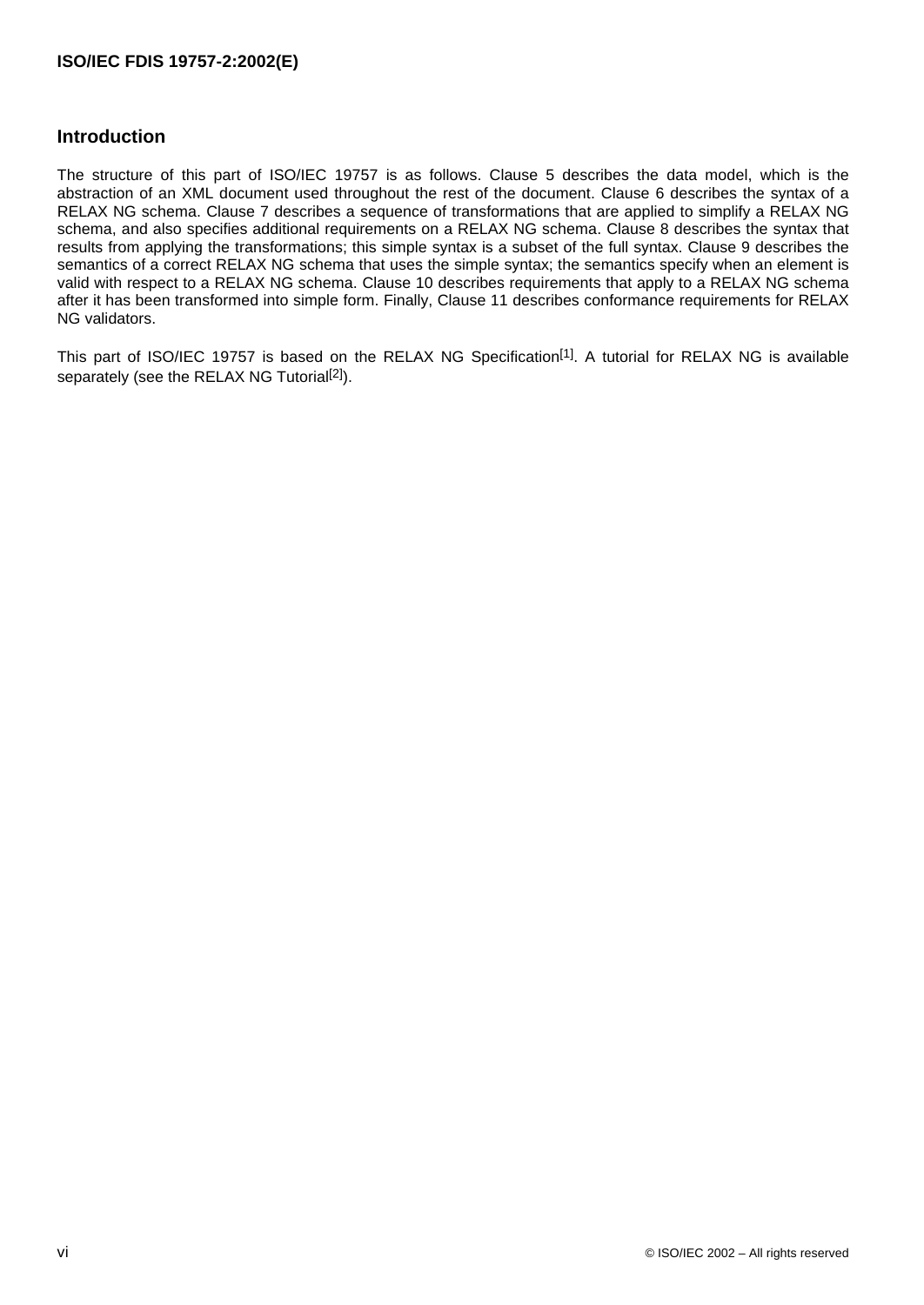## Introduction

The structure of this part of ISO/IEC 19757 is as follows. Clause 5 describes the data model, which is the abstraction of an XML document used throughout the rest of the document. Clause 6 describes the syntax of a RELAX NG schema. Clause 7 describes a sequence of transformations that are applied to simplify a RELAX NG schema, and also specifies additional requirements on a RELAX NG schema. Clause 8 describes the syntax that results from applying the transformations; this simple syntax is a subset of the full syntax. Clause 9 describes the semantics of a correct RELAX NG schema that uses the simple syntax; the semantics specify when an element is valid with respect to a RELAX NG schema. Clause 10 describes requirements that apply to a RELAX NG schema after it has been transformed into simple form. Finally, Clause 11 describes conformance requirements for RELAX NG validators.

This part of ISO/IEC 19757 is based on the RELAX NG Specification[1]. A tutorial for RELAX NG is available separately (see the RELAX NG Tutorial[2]).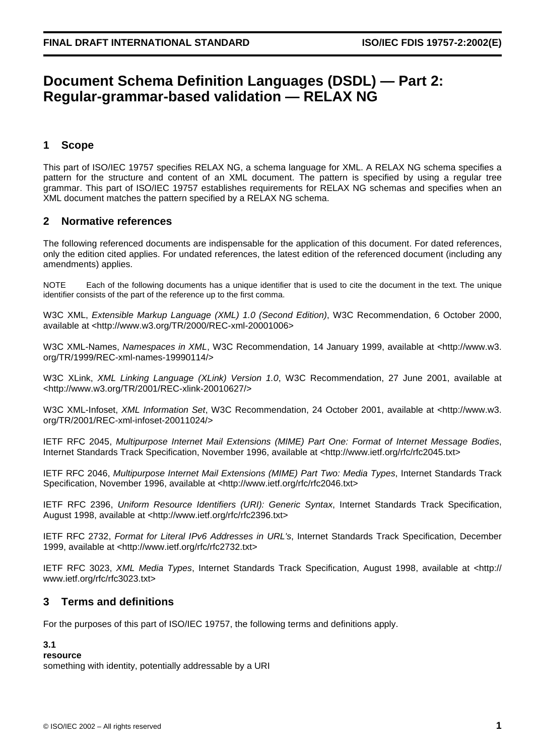# Document Schema Definition Languages (DSDL) — Part 2: Regular-grammar-based validation — RELAX NG

## 1 Scope

This part of ISO/IEC 19757 specifies RELAX NG, a schema language for XML. A RELAX NG schema specifies a pattern for the structure and content of an XML document. The pattern is specified by using a regular tree grammar. This part of ISO/IEC 19757 establishes requirements for RELAX NG schemas and specifies when an XML document matches the pattern specified by a RELAX NG schema.

## 2 Normative references

The following referenced documents are indispensable for the application of this document. For dated references, only the edition cited applies. For undated references, the latest edition of the referenced document (including any amendments) applies.

NOTE Each of the following documents has a unique identifier that is used to cite the document in the text. The unique identifier consists of the part of the reference up to the first comma.

W3C XML, *Extensible Markup Language (XML) 1.0 (Second Edition)*, W3C Recommendation, 6 October 2000, available at <http://www.w3.org/TR/2000/REC-xml-20001006>

W3C XML-Names, *Namespaces in XML*, W3C Recommendation, 14 January 1999, available at <http://www.w3.org/TR/1999/REC-xml-names-19990114/>

W3C XLink, *XML Linking Language (XLink) Version 1.0*, W3C Recommendation, 27 June 2001, available at <http://www.w3.org/TR/2001/REC-xlink-20010627/>

W3C XML-Infoset, *XML Information Set*, W3C Recommendation, 24 October 2001, available at <http://www.w3.org/TR/2001/REC-xml-infoset-20011024/>

IETF RFC 2045, *Multipurpose Internet Mail Extensions (MIME) Part One: Format of Internet Message Bodies*, Internet Standards Track Specification, November 1996, available at <http://www.ietf.org/rfc/rfc2045.txt>

IETF RFC 2046, *Multipurpose Internet Mail Extensions (MIME) Part Two: Media Types*, Internet Standards Track Specification, November 1996, available at <http://www.ietf.org/rfc/rfc2046.txt>

IETF RFC 2396, *Uniform Resource Identifiers (URI): Generic Syntax*, Internet Standards Track Specification, August 1998, available at <http://www.ietf.org/rfc/rfc2396.txt>

IETF RFC 2732, *Format for Literal IPv6 Addresses in URL's*, Internet Standards Track Specification, December 1999, available at <http://www.ietf.org/rfc/rfc2732.txt>

IETF RFC 3023, *XML Media Types*, Internet Standards Track Specification, August 1998, available at <http://www.ietf.org/rfc/rfc3023.txt>

## 3 Terms and definitions

For the purposes of this part of ISO/IEC 19757, the following terms and definitions apply.

**3.1**
**resource**
something with identity, potentially addressable by a URI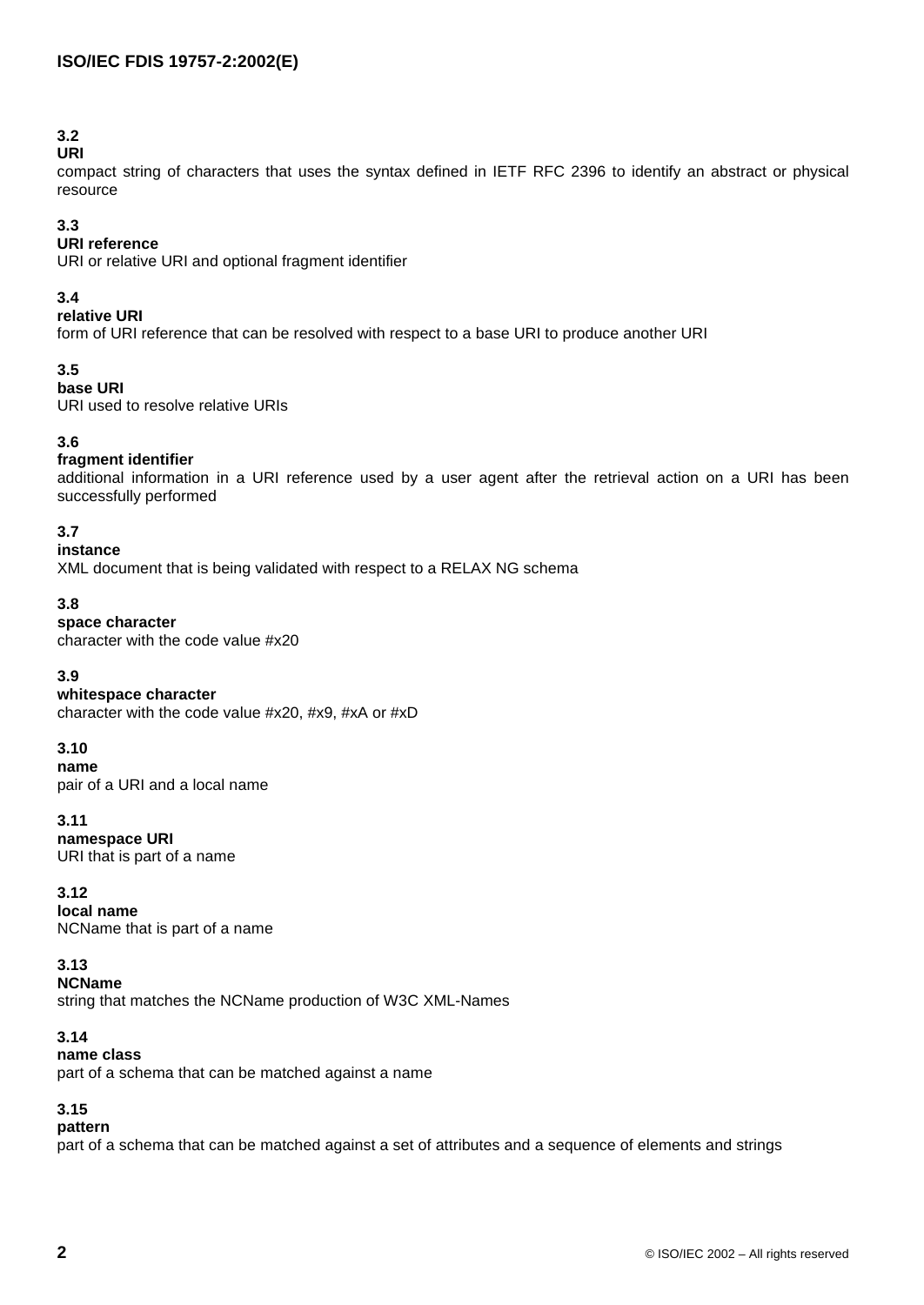**3.2**
**URI**
compact string of characters that uses the syntax defined in IETF RFC 2396 to identify an abstract or physical resource

**3.3**
**URI reference**
URI or relative URI and optional fragment identifier

**3.4**
**relative URI**
form of URI reference that can be resolved with respect to a base URI to produce another URI

**3.5**
**base URI**
URI used to resolve relative URIs

**3.6**
**fragment identifier**
additional information in a URI reference used by a user agent after the retrieval action on a URI has been successfully performed

**3.7**
**instance**
XML document that is being validated with respect to a RELAX NG schema

**3.8**
**space character**
character with the code value #x20

**3.9**
**whitespace character**
character with the code value #x20, #x9, #xA or #xD

**3.10**
**name**
pair of a URI and a local name

**3.11**
**namespace URI**
URI that is part of a name

**3.12**
**local name**
NCName that is part of a name

**3.13**
**NCName**
string that matches the NCName production of W3C XML-Names

**3.14**
**name class**
part of a schema that can be matched against a name

**3.15**
**pattern**
part of a schema that can be matched against a set of attributes and a sequence of elements and strings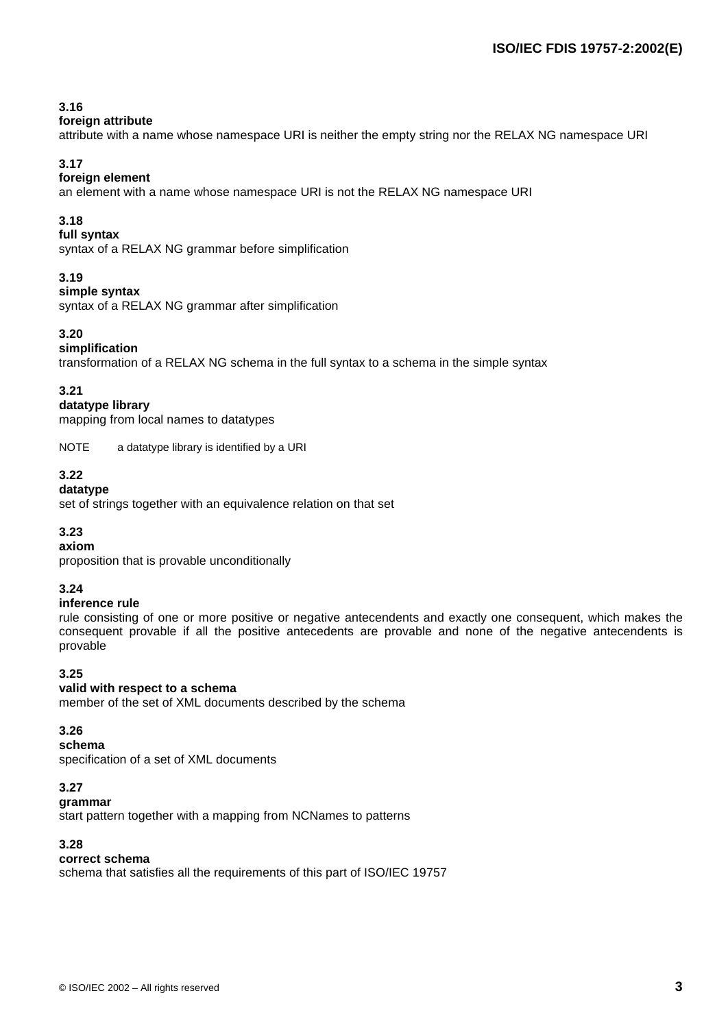**3.16**
**foreign attribute**
attribute with a name whose namespace URI is neither the empty string nor the RELAX NG namespace URI

**3.17**
**foreign element**
an element with a name whose namespace URI is not the RELAX NG namespace URI

**3.18**
**full syntax**
syntax of a RELAX NG grammar before simplification

**3.19**
**simple syntax**
syntax of a RELAX NG grammar after simplification

**3.20**
**simplification**
transformation of a RELAX NG schema in the full syntax to a schema in the simple syntax

**3.21**
**datatype library**
mapping from local names to datatypes

NOTE a datatype library is identified by a URI

**3.22**
**datatype**
set of strings together with an equivalence relation on that set

**3.23**
**axiom**
proposition that is provable unconditionally

**3.24**
**inference rule**
rule consisting of one or more positive or negative antecendents and exactly one consequent, which makes the consequent provable if all the positive antecedents are provable and none of the negative antecendents is provable

**3.25**
**valid with respect to a schema**
member of the set of XML documents described by the schema

**3.26**
**schema**
specification of a set of XML documents

**3.27**
**grammar**
start pattern together with a mapping from NCNames to patterns

**3.28**
**correct schema**
schema that satisfies all the requirements of this part of ISO/IEC 19757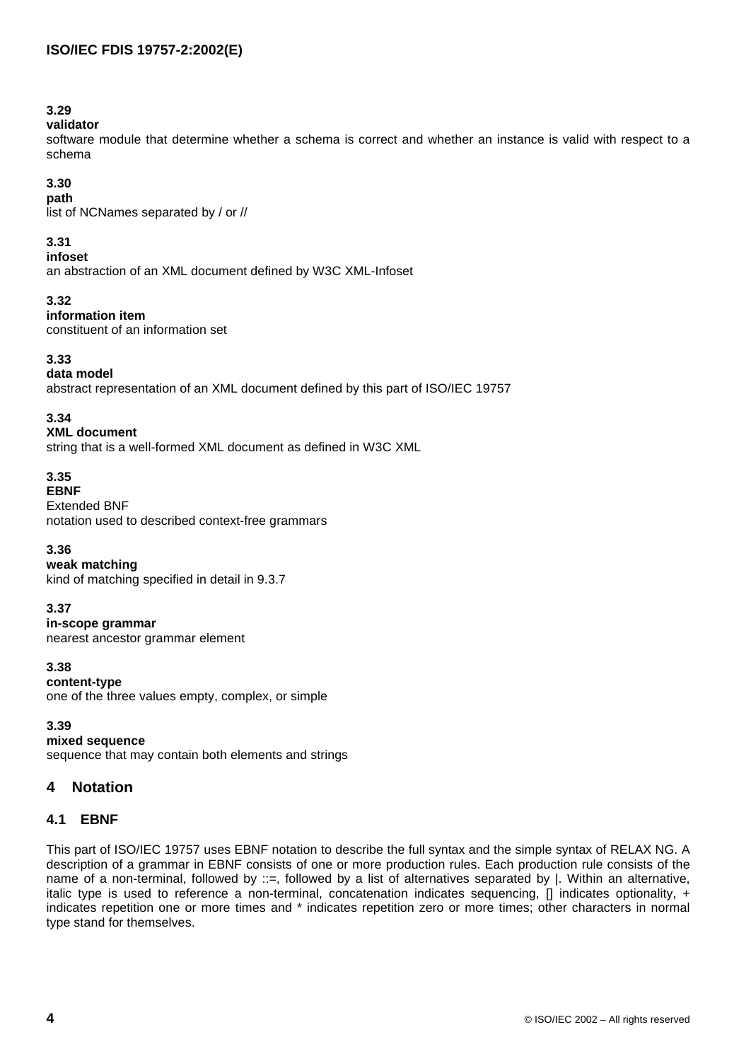**3.29**
**validator**
software module that determine whether a schema is correct and whether an instance is valid with respect to a schema

**3.30**
**path**
list of NCNames separated by / or //

**3.31**
**infoset**
an abstraction of an XML document defined by W3C XML-Infoset

**3.32**
**information item**
constituent of an information set

**3.33**
**data model**
abstract representation of an XML document defined by this part of ISO/IEC 19757

**3.34**
**XML document**
string that is a well-formed XML document as defined in W3C XML

**3.35**
**EBNF**
Extended BNF
notation used to described context-free grammars

**3.36**
**weak matching**
kind of matching specified in detail in 9.3.7

**3.37**
**in-scope grammar**
nearest ancestor grammar element

**3.38**
**content-type**
one of the three values empty, complex, or simple

**3.39**
**mixed sequence**
sequence that may contain both elements and strings

## 4 Notation

### 4.1 EBNF

This part of ISO/IEC 19757 uses EBNF notation to describe the full syntax and the simple syntax of RELAX NG. A description of a grammar in EBNF consists of one or more production rules. Each production rule consists of the name of a non-terminal, followed by ::=, followed by a list of alternatives separated by |. Within an alternative, italic type is used to reference a non-terminal, concatenation indicates sequencing, [] indicates optionality, + indicates repetition one or more times and * indicates repetition zero or more times; other characters in normal type stand for themselves.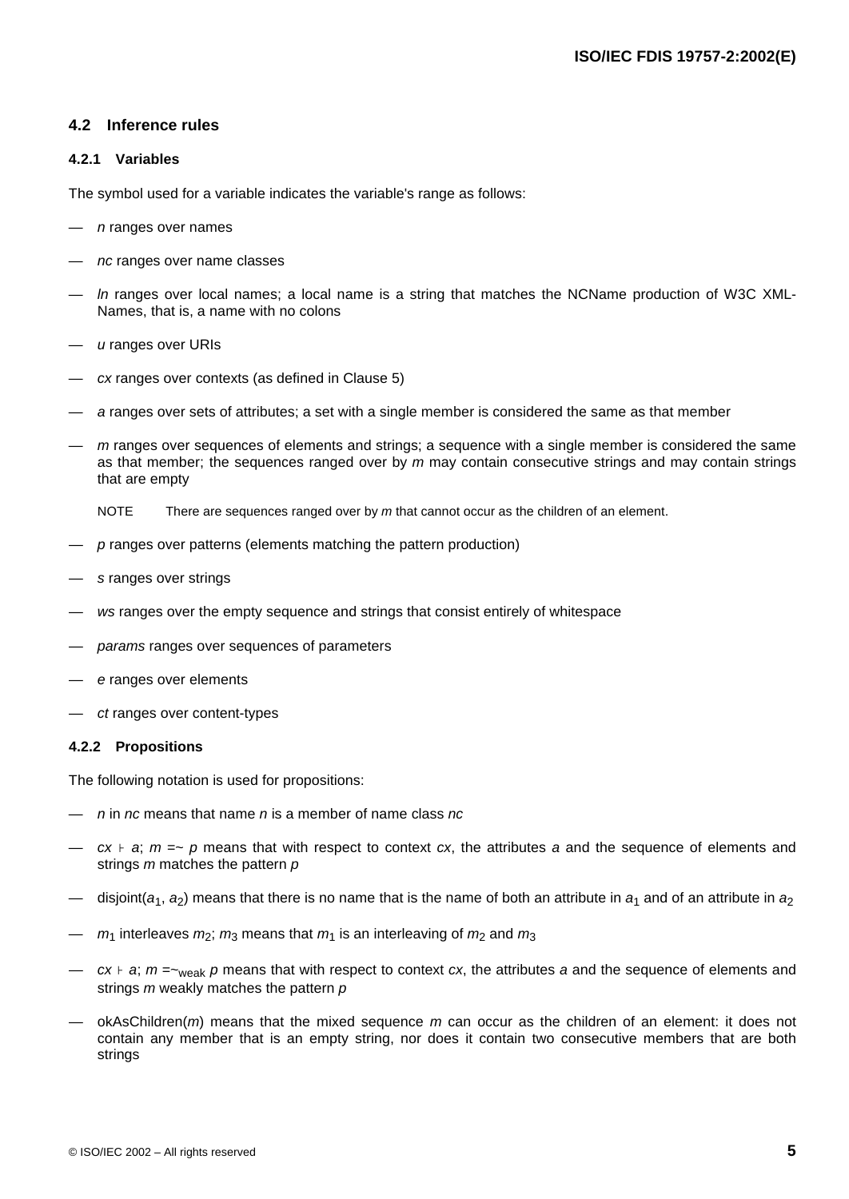## 4.2 Inference rules

### 4.2.1 Variables

The symbol used for a variable indicates the variable's range as follows:

- *n* ranges over names
- *nc* ranges over name classes
- *ln* ranges over local names; a local name is a string that matches the NCName production of W3C XML-Names, that is, a name with no colons
- *u* ranges over URIs
- *cx* ranges over contexts (as defined in Clause 5)
- *a* ranges over sets of attributes; a set with a single member is considered the same as that member
- *m* ranges over sequences of elements and strings; a sequence with a single member is considered the same as that member; the sequences ranged over by *m* may contain consecutive strings and may contain strings that are empty

  NOTE There are sequences ranged over by *m* that cannot occur as the children of an element.

- *p* ranges over patterns (elements matching the pattern production)
- *s* ranges over strings
- *ws* ranges over the empty sequence and strings that consist entirely of whitespace
- *params* ranges over sequences of parameters
- *e* ranges over elements
- *ct* ranges over content-types

### 4.2.2 Propositions

The following notation is used for propositions:

- *n* in *nc* means that name *n* is a member of name class *nc*
- $cx \vdash a; m =\sim p$ means that with respect to context *cx*, the attributes *a* and the sequence of elements and strings *m* matches the pattern *p*
- disjoint($a_1$, $a_2$) means that there is no name that is the name of both an attribute in $a_1$ and of an attribute in $a_2$
- $m_1$ interleaves $m_2$; $m_3$ means that $m_1$ is an interleaving of $m_2$ and $m_3$
- $cx \vdash a; m =\sim_{weak} p$ means that with respect to context *cx*, the attributes *a* and the sequence of elements and strings *m* weakly matches the pattern *p*
- okAsChildren(*m*) means that the mixed sequence *m* can occur as the children of an element: it does not contain any member that is an empty string, nor does it contain two consecutive members that are both strings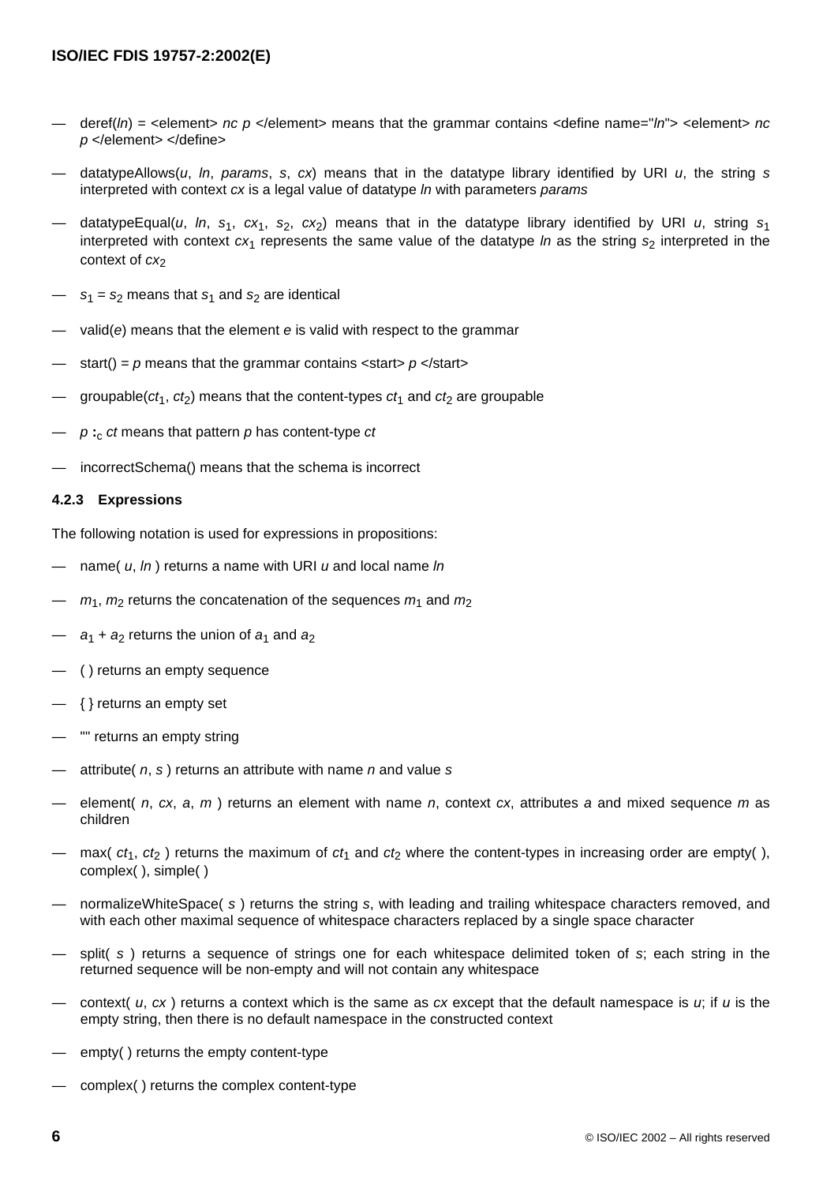— deref(*ln*) = <element> *nc p* </element> means that the grammar contains <define name="*ln*"> <element> *nc p* </element> </define>

— datatypeAllows(*u*, *ln*, *params*, *s*, *cx*) means that in the datatype library identified by URI *u*, the string *s* interpreted with context *cx* is a legal value of datatype *ln* with parameters *params*

— datatypeEqual(*u*, *ln*, $s_1$, $cx_1$, $s_2$, $cx_2$) means that in the datatype library identified by URI *u*, string $s_1$ interpreted with context $cx_1$ represents the same value of the datatype *ln* as the string $s_2$ interpreted in the context of $cx_2$

— $s_1 = s_2$ means that $s_1$ and $s_2$ are identical

— valid(*e*) means that the element *e* is valid with respect to the grammar

— start() = *p* means that the grammar contains <start> *p* </start>

— groupable($ct_1$, $ct_2$) means that the content-types $ct_1$ and $ct_2$ are groupable

— *p* $:_c$ *ct* means that pattern *p* has content-type *ct*

— incorrectSchema() means that the schema is incorrect

### 4.2.3 Expressions

The following notation is used for expressions in propositions:

— name( *u*, *ln* ) returns a name with URI *u* and local name *ln*

— $m_1$, $m_2$ returns the concatenation of the sequences $m_1$ and $m_2$

— $a_1 + a_2$ returns the union of $a_1$ and $a_2$

— ( ) returns an empty sequence

— { } returns an empty set

— "" returns an empty string

— attribute( *n*, *s* ) returns an attribute with name *n* and value *s*

— element( *n*, *cx*, *a*, *m* ) returns an element with name *n*, context *cx*, attributes *a* and mixed sequence *m* as children

— max( $ct_1$, $ct_2$ ) returns the maximum of $ct_1$ and $ct_2$ where the content-types in increasing order are empty( ), complex( ), simple( )

— normalizeWhiteSpace( *s* ) returns the string *s*, with leading and trailing whitespace characters removed, and with each other maximal sequence of whitespace characters replaced by a single space character

— split( *s* ) returns a sequence of strings one for each whitespace delimited token of *s*; each string in the returned sequence will be non-empty and will not contain any whitespace

— context( *u*, *cx* ) returns a context which is the same as *cx* except that the default namespace is *u*; if *u* is the empty string, then there is no default namespace in the constructed context

— empty( ) returns the empty content-type

— complex( ) returns the complex content-type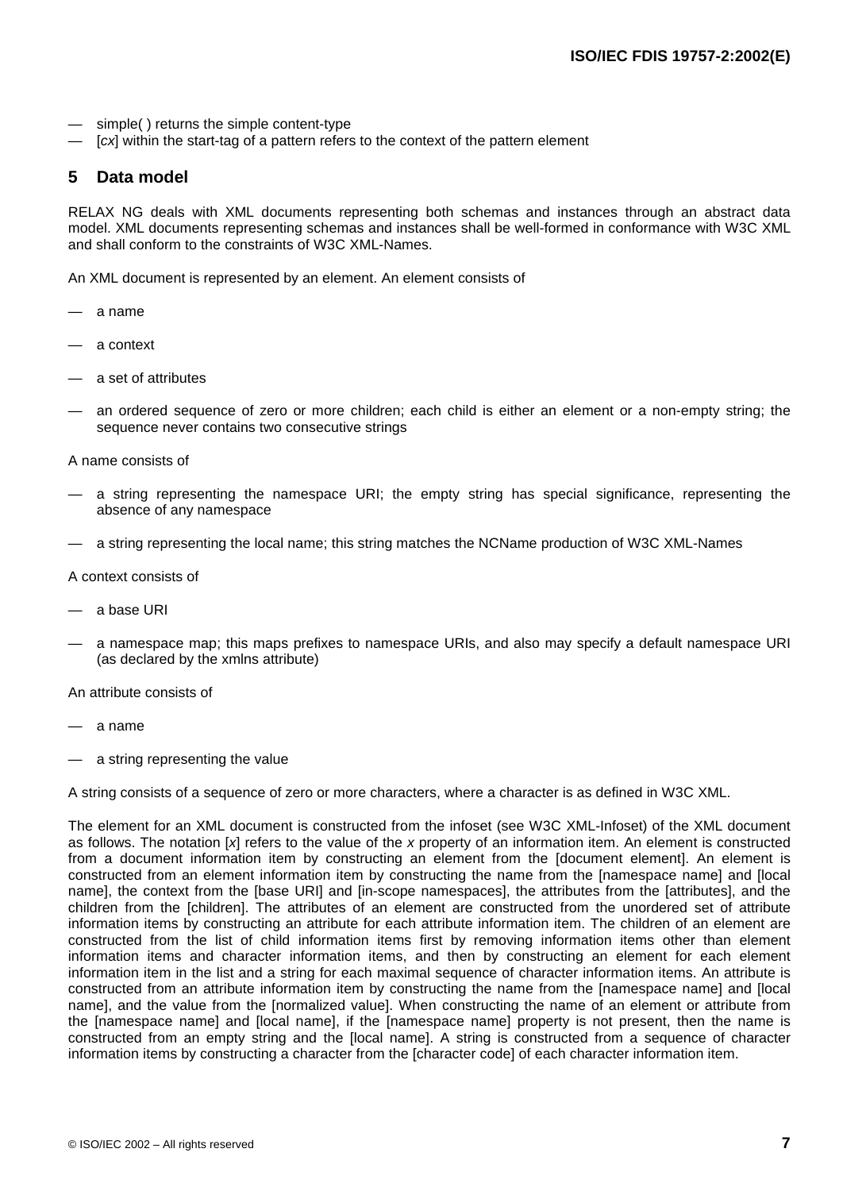— simple( ) returns the simple content-type
— [*cx*] within the start-tag of a pattern refers to the context of the pattern element

## 5 Data model

RELAX NG deals with XML documents representing both schemas and instances through an abstract data model. XML documents representing schemas and instances shall be well-formed in conformance with W3C XML and shall conform to the constraints of W3C XML-Names.

An XML document is represented by an element. An element consists of

— a name

— a context

— a set of attributes

— an ordered sequence of zero or more children; each child is either an element or a non-empty string; the sequence never contains two consecutive strings

A name consists of

— a string representing the namespace URI; the empty string has special significance, representing the absence of any namespace

— a string representing the local name; this string matches the NCName production of W3C XML-Names

A context consists of

— a base URI

— a namespace map; this maps prefixes to namespace URIs, and also may specify a default namespace URI (as declared by the xmlns attribute)

An attribute consists of

— a name

— a string representing the value

A string consists of a sequence of zero or more characters, where a character is as defined in W3C XML.

The element for an XML document is constructed from the infoset (see W3C XML-Infoset) of the XML document as follows. The notation [*x*] refers to the value of the *x* property of an information item. An element is constructed from a document information item by constructing an element from the [document element]. An element is constructed from an element information item by constructing the name from the [namespace name] and [local name], the context from the [base URI] and [in-scope namespaces], the attributes from the [attributes], and the children from the [children]. The attributes of an element are constructed from the unordered set of attribute information items by constructing an attribute for each attribute information item. The children of an element are constructed from the list of child information items first by removing information items other than element information items and character information items, and then by constructing an element for each element information item in the list and a string for each maximal sequence of character information items. An attribute is constructed from an attribute information item by constructing the name from the [namespace name] and [local name], and the value from the [normalized value]. When constructing the name of an element or attribute from the [namespace name] and [local name], if the [namespace name] property is not present, then the name is constructed from an empty string and the [local name]. A string is constructed from a sequence of character information items by constructing a character from the [character code] of each character information item.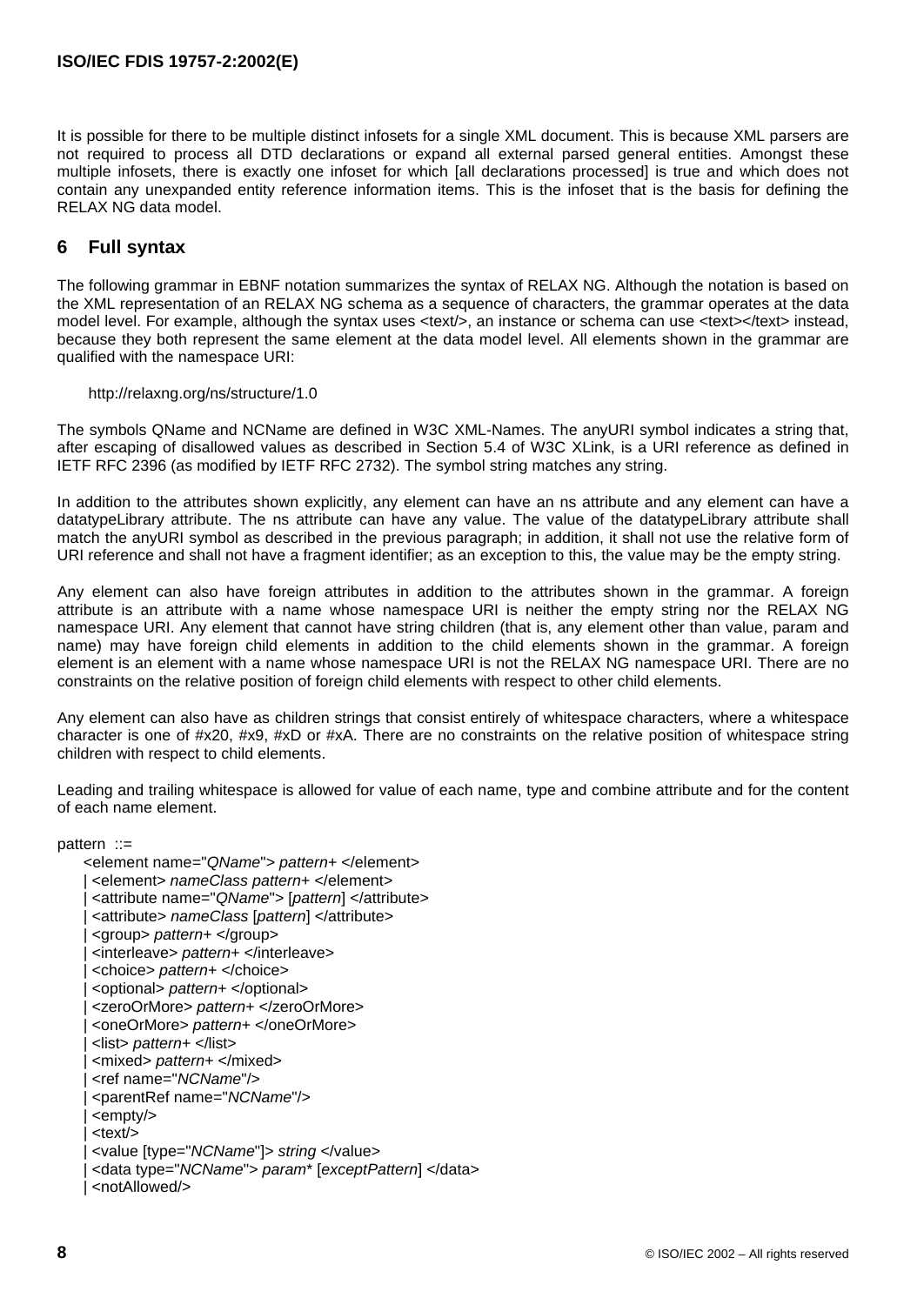It is possible for there to be multiple distinct infosets for a single XML document. This is because XML parsers are not required to process all DTD declarations or expand all external parsed general entities. Amongst these multiple infosets, there is exactly one infoset for which [all declarations processed] is true and which does not contain any unexpanded entity reference information items. This is the infoset that is the basis for defining the RELAX NG data model.

## 6 Full syntax

The following grammar in EBNF notation summarizes the syntax of RELAX NG. Although the notation is based on the XML representation of an RELAX NG schema as a sequence of characters, the grammar operates at the data model level. For example, although the syntax uses <text/>, an instance or schema can use <text></text> instead, because they both represent the same element at the data model level. All elements shown in the grammar are qualified with the namespace URI:

    http://relaxng.org/ns/structure/1.0

The symbols QName and NCName are defined in W3C XML-Names. The anyURI symbol indicates a string that, after escaping of disallowed values as described in Section 5.4 of W3C XLink, is a URI reference as defined in IETF RFC 2396 (as modified by IETF RFC 2732). The symbol string matches any string.

In addition to the attributes shown explicitly, any element can have an ns attribute and any element can have a datatypeLibrary attribute. The ns attribute can have any value. The value of the datatypeLibrary attribute shall match the anyURI symbol as described in the previous paragraph; in addition, it shall not use the relative form of URI reference and shall not have a fragment identifier; as an exception to this, the value may be the empty string.

Any element can also have foreign attributes in addition to the attributes shown in the grammar. A foreign attribute is an attribute with a name whose namespace URI is neither the empty string nor the RELAX NG namespace URI. Any element that cannot have string children (that is, any element other than value, param and name) may have foreign child elements in addition to the child elements shown in the grammar. A foreign element is an element with a name whose namespace URI is not the RELAX NG namespace URI. There are no constraints on the relative position of foreign child elements with respect to other child elements.

Any element can also have as children strings that consist entirely of whitespace characters, where a whitespace character is one of #x20, #x9, #xD or #xA. There are no constraints on the relative position of whitespace string children with respect to child elements.

Leading and trailing whitespace is allowed for value of each name, type and combine attribute and for the content of each name element.

```
pattern  ::=
    <element name="QName"> pattern+ </element>
   | <element> nameClass pattern+ </element>
   | <attribute name="QName"> [pattern] </attribute>
   | <attribute> nameClass [pattern] </attribute>
   | <group> pattern+ </group>
   | <interleave> pattern+ </interleave>
   | <choice> pattern+ </choice>
   | <optional> pattern+ </optional>
   | <zeroOrMore> pattern+ </zeroOrMore>
   | <oneOrMore> pattern+ </oneOrMore>
   | <list> pattern+ </list>
   | <mixed> pattern+ </mixed>
   | <ref name="NCName"/>
   | <parentRef name="NCName"/>
   | <empty/>
   | <text/>
   | <value [type="NCName"]> string </value>
   | <data type="NCName"> param* [exceptPattern] </data>
   | <notAllowed/>
```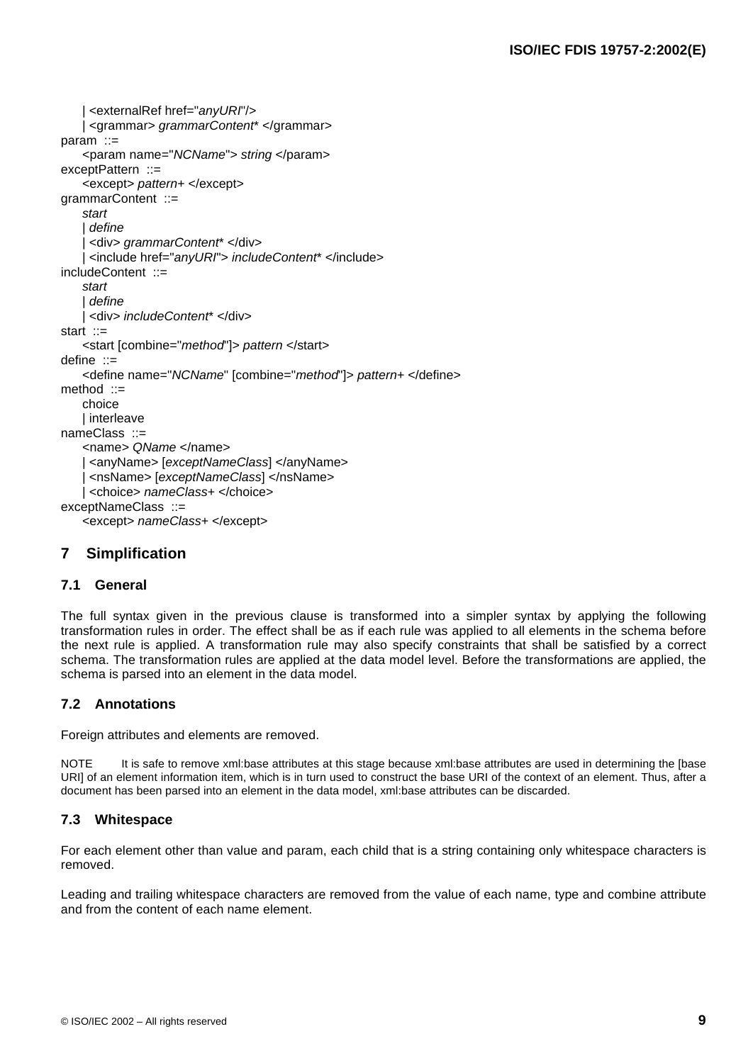```
    | <externalRef href="anyURI"/>
    | <grammar> grammarContent* </grammar>
param  ::=
    <param name="NCName"> string </param>
exceptPattern  ::=
    <except> pattern+ </except>
grammarContent  ::=
    start
    | define
    | <div> grammarContent* </div>
    | <include href="anyURI"> includeContent* </include>
includeContent  ::=
    start
    | define
    | <div> includeContent* </div>
start  ::=
    <start [combine="method"]> pattern </start>
define  ::=
    <define name="NCName" [combine="method"]> pattern+ </define>
method  ::=
    choice
    | interleave
nameClass  ::=
    <name> QName </name>
    | <anyName> [exceptNameClass] </anyName>
    | <nsName> [exceptNameClass] </nsName>
    | <choice> nameClass+ </choice>
exceptNameClass  ::=
    <except> nameClass+ </except>
```

## 7 Simplification

### 7.1 General

The full syntax given in the previous clause is transformed into a simpler syntax by applying the following transformation rules in order. The effect shall be as if each rule was applied to all elements in the schema before the next rule is applied. A transformation rule may also specify constraints that shall be satisfied by a correct schema. The transformation rules are applied at the data model level. Before the transformations are applied, the schema is parsed into an element in the data model.

### 7.2 Annotations

Foreign attributes and elements are removed.

NOTE It is safe to remove xml:base attributes at this stage because xml:base attributes are used in determining the [base URI] of an element information item, which is in turn used to construct the base URI of the context of an element. Thus, after a document has been parsed into an element in the data model, xml:base attributes can be discarded.

### 7.3 Whitespace

For each element other than value and param, each child that is a string containing only whitespace characters is removed.

Leading and trailing whitespace characters are removed from the value of each name, type and combine attribute and from the content of each name element.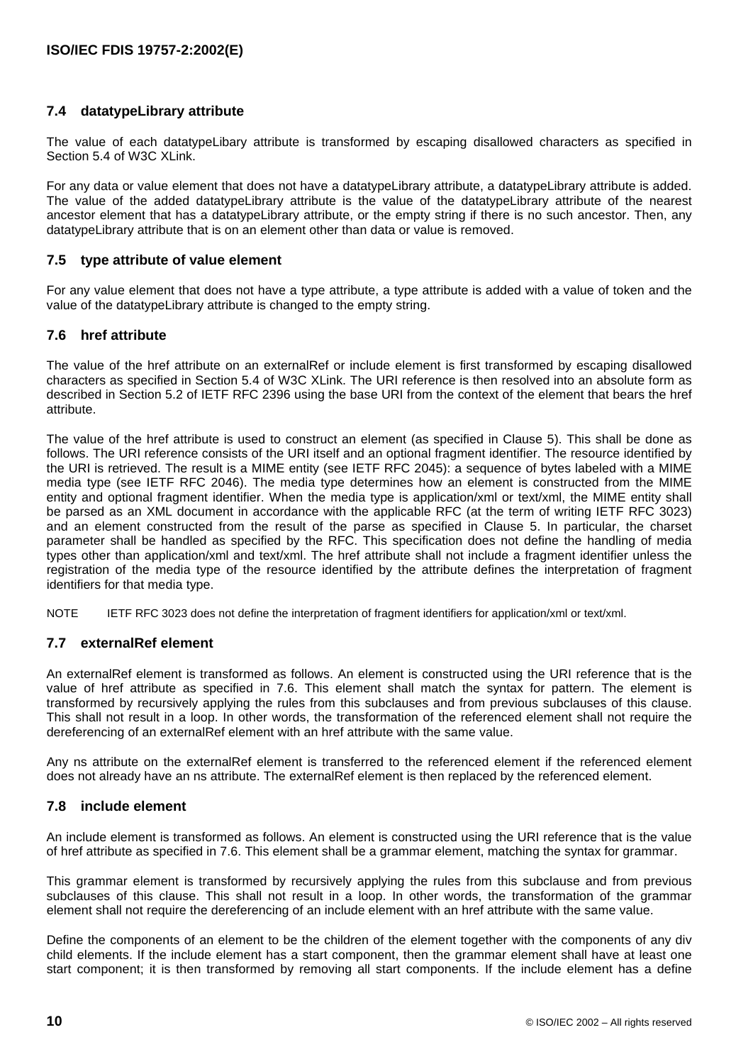## 7.4 datatypeLibrary attribute

The value of each datatypeLibary attribute is transformed by escaping disallowed characters as specified in Section 5.4 of W3C XLink.

For any data or value element that does not have a datatypeLibrary attribute, a datatypeLibrary attribute is added. The value of the added datatypeLibrary attribute is the value of the datatypeLibrary attribute of the nearest ancestor element that has a datatypeLibrary attribute, or the empty string if there is no such ancestor. Then, any datatypeLibrary attribute that is on an element other than data or value is removed.

## 7.5 type attribute of value element

For any value element that does not have a type attribute, a type attribute is added with a value of token and the value of the datatypeLibrary attribute is changed to the empty string.

## 7.6 href attribute

The value of the href attribute on an externalRef or include element is first transformed by escaping disallowed characters as specified in Section 5.4 of W3C XLink. The URI reference is then resolved into an absolute form as described in Section 5.2 of IETF RFC 2396 using the base URI from the context of the element that bears the href attribute.

The value of the href attribute is used to construct an element (as specified in Clause 5). This shall be done as follows. The URI reference consists of the URI itself and an optional fragment identifier. The resource identified by the URI is retrieved. The result is a MIME entity (see IETF RFC 2045): a sequence of bytes labeled with a MIME media type (see IETF RFC 2046). The media type determines how an element is constructed from the MIME entity and optional fragment identifier. When the media type is application/xml or text/xml, the MIME entity shall be parsed as an XML document in accordance with the applicable RFC (at the term of writing IETF RFC 3023) and an element constructed from the result of the parse as specified in Clause 5. In particular, the charset parameter shall be handled as specified by the RFC. This specification does not define the handling of media types other than application/xml and text/xml. The href attribute shall not include a fragment identifier unless the registration of the media type of the resource identified by the attribute defines the interpretation of fragment identifiers for that media type.

NOTE IETF RFC 3023 does not define the interpretation of fragment identifiers for application/xml or text/xml.

## 7.7 externalRef element

An externalRef element is transformed as follows. An element is constructed using the URI reference that is the value of href attribute as specified in 7.6. This element shall match the syntax for pattern. The element is transformed by recursively applying the rules from this subclauses and from previous subclauses of this clause. This shall not result in a loop. In other words, the transformation of the referenced element shall not require the dereferencing of an externalRef element with an href attribute with the same value.

Any ns attribute on the externalRef element is transferred to the referenced element if the referenced element does not already have an ns attribute. The externalRef element is then replaced by the referenced element.

## 7.8 include element

An include element is transformed as follows. An element is constructed using the URI reference that is the value of href attribute as specified in 7.6. This element shall be a grammar element, matching the syntax for grammar.

This grammar element is transformed by recursively applying the rules from this subclause and from previous subclauses of this clause. This shall not result in a loop. In other words, the transformation of the grammar element shall not require the dereferencing of an include element with an href attribute with the same value.

Define the components of an element to be the children of the element together with the components of any div child elements. If the include element has a start component, then the grammar element shall have at least one start component; it is then transformed by removing all start components. If the include element has a define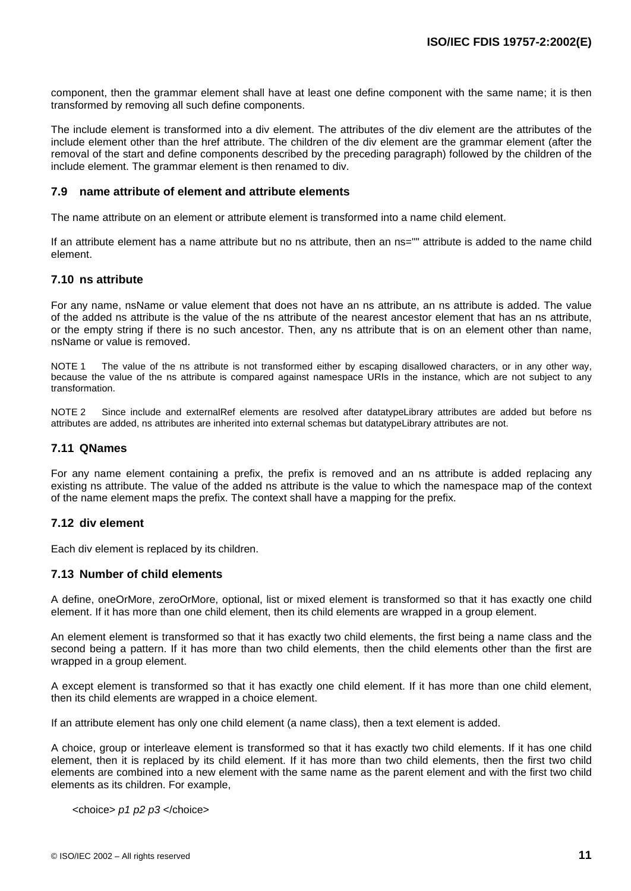component, then the grammar element shall have at least one define component with the same name; it is then transformed by removing all such define components.

The include element is transformed into a div element. The attributes of the div element are the attributes of the include element other than the href attribute. The children of the div element are the grammar element (after the removal of the start and define components described by the preceding paragraph) followed by the children of the include element. The grammar element is then renamed to div.

### 7.9 name attribute of element and attribute elements

The name attribute on an element or attribute element is transformed into a name child element.

If an attribute element has a name attribute but no ns attribute, then an ns="" attribute is added to the name child element.

### 7.10 ns attribute

For any name, nsName or value element that does not have an ns attribute, an ns attribute is added. The value of the added ns attribute is the value of the ns attribute of the nearest ancestor element that has an ns attribute, or the empty string if there is no such ancestor. Then, any ns attribute that is on an element other than name, nsName or value is removed.

NOTE 1 The value of the ns attribute is not transformed either by escaping disallowed characters, or in any other way, because the value of the ns attribute is compared against namespace URIs in the instance, which are not subject to any transformation.

NOTE 2 Since include and externalRef elements are resolved after datatypeLibrary attributes are added but before ns attributes are added, ns attributes are inherited into external schemas but datatypeLibrary attributes are not.

### 7.11 QNames

For any name element containing a prefix, the prefix is removed and an ns attribute is added replacing any existing ns attribute. The value of the added ns attribute is the value to which the namespace map of the context of the name element maps the prefix. The context shall have a mapping for the prefix.

### 7.12 div element

Each div element is replaced by its children.

### 7.13 Number of child elements

A define, oneOrMore, zeroOrMore, optional, list or mixed element is transformed so that it has exactly one child element. If it has more than one child element, then its child elements are wrapped in a group element.

An element element is transformed so that it has exactly two child elements, the first being a name class and the second being a pattern. If it has more than two child elements, then the child elements other than the first are wrapped in a group element.

A except element is transformed so that it has exactly one child element. If it has more than one child element, then its child elements are wrapped in a choice element.

If an attribute element has only one child element (a name class), then a text element is added.

A choice, group or interleave element is transformed so that it has exactly two child elements. If it has one child element, then it is replaced by its child element. If it has more than two child elements, then the first two child elements are combined into a new element with the same name as the parent element and with the first two child elements as its children. For example,

<choice> *p1 p2 p3* </choice>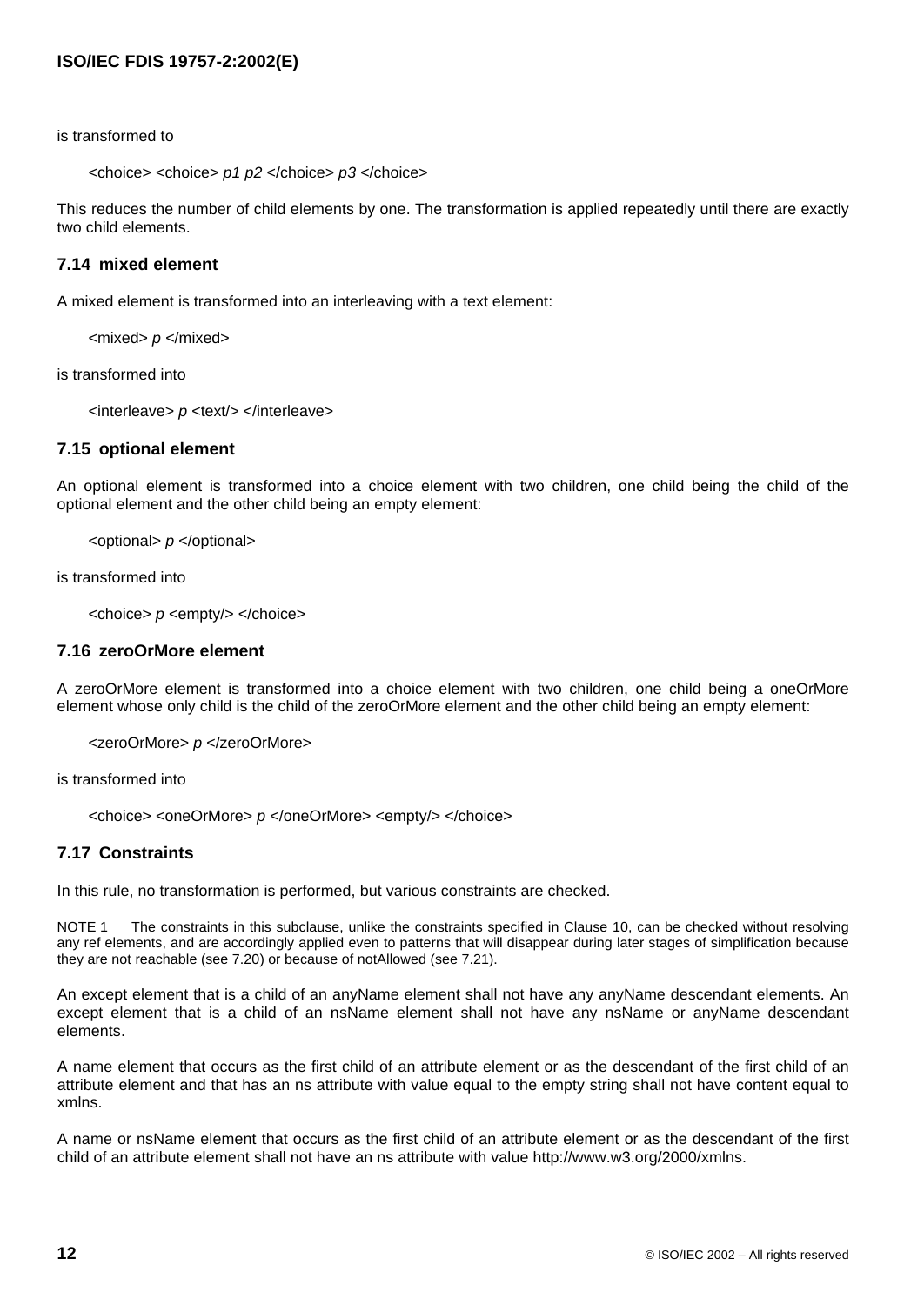is transformed to

<choice> <choice> *p1 p2* </choice> *p3* </choice>

This reduces the number of child elements by one. The transformation is applied repeatedly until there are exactly two child elements.

### 7.14 mixed element

A mixed element is transformed into an interleaving with a text element:

<mixed> *p* </mixed>

is transformed into

<interleave> *p* <text/> </interleave>

### 7.15 optional element

An optional element is transformed into a choice element with two children, one child being the child of the optional element and the other child being an empty element:

<optional> *p* </optional>

is transformed into

<choice> *p* <empty/> </choice>

### 7.16 zeroOrMore element

A zeroOrMore element is transformed into a choice element with two children, one child being a oneOrMore element whose only child is the child of the zeroOrMore element and the other child being an empty element:

<zeroOrMore> *p* </zeroOrMore>

is transformed into

<choice> <oneOrMore> *p* </oneOrMore> <empty/> </choice>

### 7.17 Constraints

In this rule, no transformation is performed, but various constraints are checked.

NOTE 1 The constraints in this subclause, unlike the constraints specified in Clause 10, can be checked without resolving any ref elements, and are accordingly applied even to patterns that will disappear during later stages of simplification because they are not reachable (see 7.20) or because of notAllowed (see 7.21).

An except element that is a child of an anyName element shall not have any anyName descendant elements. An except element that is a child of an nsName element shall not have any nsName or anyName descendant elements.

A name element that occurs as the first child of an attribute element or as the descendant of the first child of an attribute element and that has an ns attribute with value equal to the empty string shall not have content equal to xmlns.

A name or nsName element that occurs as the first child of an attribute element or as the descendant of the first child of an attribute element shall not have an ns attribute with value http://www.w3.org/2000/xmlns.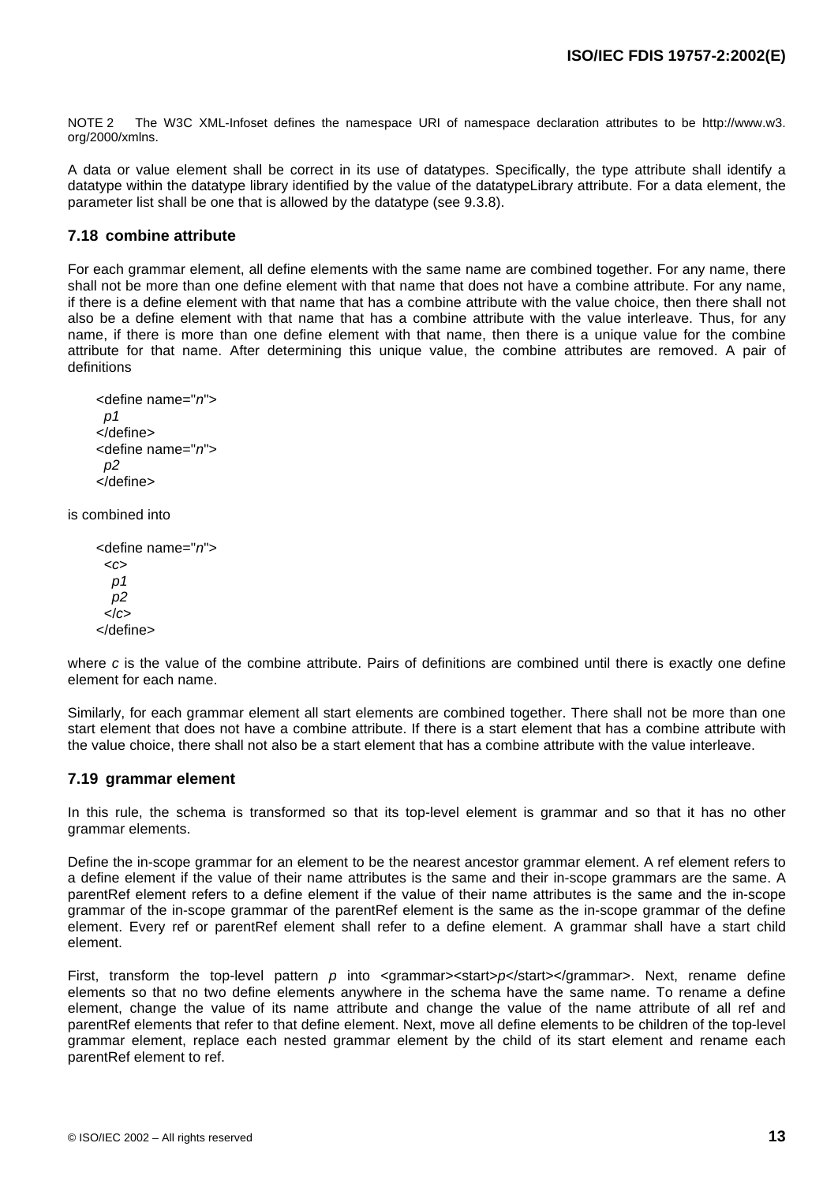NOTE 2 The W3C XML-Infoset defines the namespace URI of namespace declaration attributes to be http://www.w3.org/2000/xmlns.

A data or value element shall be correct in its use of datatypes. Specifically, the type attribute shall identify a datatype within the datatype library identified by the value of the datatypeLibrary attribute. For a data element, the parameter list shall be one that is allowed by the datatype (see 9.3.8).

### 7.18 combine attribute

For each grammar element, all define elements with the same name are combined together. For any name, there shall not be more than one define element with that name that does not have a combine attribute. For any name, if there is a define element with that name that has a combine attribute with the value choice, then there shall not also be a define element with that name that has a combine attribute with the value interleave. Thus, for any name, if there is more than one define element with that name, then there is a unique value for the combine attribute for that name. After determining this unique value, the combine attributes are removed. A pair of definitions

```
<define name="n">
  p1
</define>
<define name="n">
  p2
</define>
```

is combined into

```
<define name="n">
  <c>
    p1
    p2
  </c>
</define>
```

where *c* is the value of the combine attribute. Pairs of definitions are combined until there is exactly one define element for each name.

Similarly, for each grammar element all start elements are combined together. There shall not be more than one start element that does not have a combine attribute. If there is a start element that has a combine attribute with the value choice, there shall not also be a start element that has a combine attribute with the value interleave.

### 7.19 grammar element

In this rule, the schema is transformed so that its top-level element is grammar and so that it has no other grammar elements.

Define the in-scope grammar for an element to be the nearest ancestor grammar element. A ref element refers to a define element if the value of their name attributes is the same and their in-scope grammars are the same. A parentRef element refers to a define element if the value of their name attributes is the same and the in-scope grammar of the in-scope grammar of the parentRef element is the same as the in-scope grammar of the define element. Every ref or parentRef element shall refer to a define element. A grammar shall have a start child element.

First, transform the top-level pattern *p* into <grammar><start>*p*</start></grammar>. Next, rename define elements so that no two define elements anywhere in the schema have the same name. To rename a define element, change the value of its name attribute and change the value of the name attribute of all ref and parentRef elements that refer to that define element. Next, move all define elements to be children of the top-level grammar element, replace each nested grammar element by the child of its start element and rename each parentRef element to ref.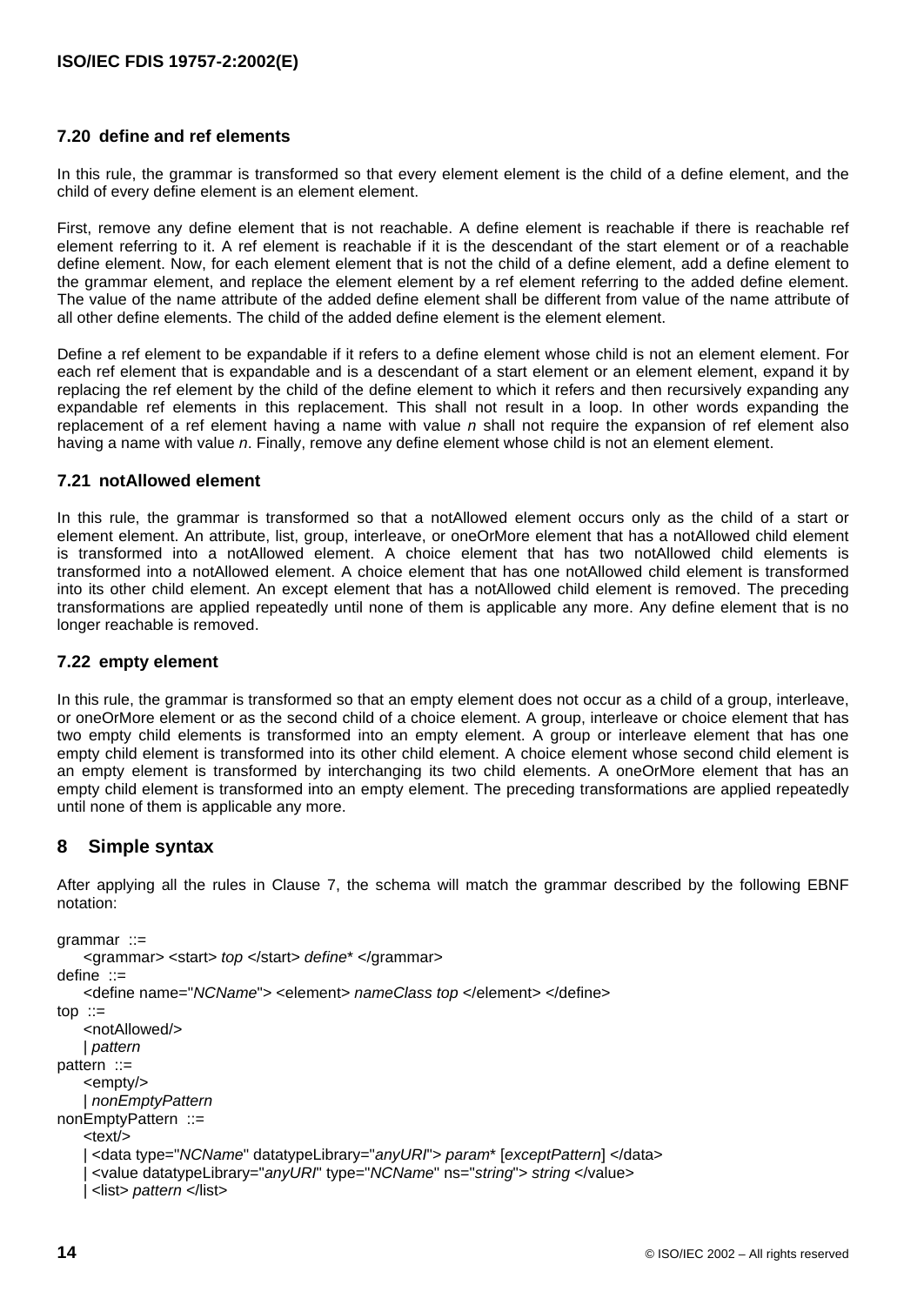### 7.20 define and ref elements

In this rule, the grammar is transformed so that every element element is the child of a define element, and the child of every define element is an element element.

First, remove any define element that is not reachable. A define element is reachable if there is reachable ref element referring to it. A ref element is reachable if it is the descendant of the start element or of a reachable define element. Now, for each element element that is not the child of a define element, add a define element to the grammar element, and replace the element element by a ref element referring to the added define element. The value of the name attribute of the added define element shall be different from value of the name attribute of all other define elements. The child of the added define element is the element element.

Define a ref element to be expandable if it refers to a define element whose child is not an element element. For each ref element that is expandable and is a descendant of a start element or an element element, expand it by replacing the ref element by the child of the define element to which it refers and then recursively expanding any expandable ref elements in this replacement. This shall not result in a loop. In other words expanding the replacement of a ref element having a name with value *n* shall not require the expansion of ref element also having a name with value *n*. Finally, remove any define element whose child is not an element element.

### 7.21 notAllowed element

In this rule, the grammar is transformed so that a notAllowed element occurs only as the child of a start or element element. An attribute, list, group, interleave, or oneOrMore element that has a notAllowed child element is transformed into a notAllowed element. A choice element that has two notAllowed child elements is transformed into a notAllowed element. A choice element that has one notAllowed child element is transformed into its other child element. An except element that has a notAllowed child element is removed. The preceding transformations are applied repeatedly until none of them is applicable any more. Any define element that is no longer reachable is removed.

### 7.22 empty element

In this rule, the grammar is transformed so that an empty element does not occur as a child of a group, interleave, or oneOrMore element or as the second child of a choice element. A group, interleave or choice element that has two empty child elements is transformed into an empty element. A group or interleave element that has one empty child element is transformed into its other child element. A choice element whose second child element is an empty element is transformed by interchanging its two child elements. A oneOrMore element that has an empty child element is transformed into an empty element. The preceding transformations are applied repeatedly until none of them is applicable any more.

## 8 Simple syntax

After applying all the rules in Clause 7, the schema will match the grammar described by the following EBNF notation:

```
grammar ::=
    <grammar> <start> top </start> define* </grammar>
define ::=
    <define name="NCName"> <element> nameClass top </element> </define>
top ::=
    <notAllowed/>
    | pattern
pattern ::=
    <empty/>
    | nonEmptyPattern
nonEmptyPattern ::=
    <text/>
    | <data type="NCName" datatypeLibrary="anyURI"> param* [exceptPattern] </data>
    | <value datatypeLibrary="anyURI" type="NCName" ns="string"> string </value>
    | <list> pattern </list>
```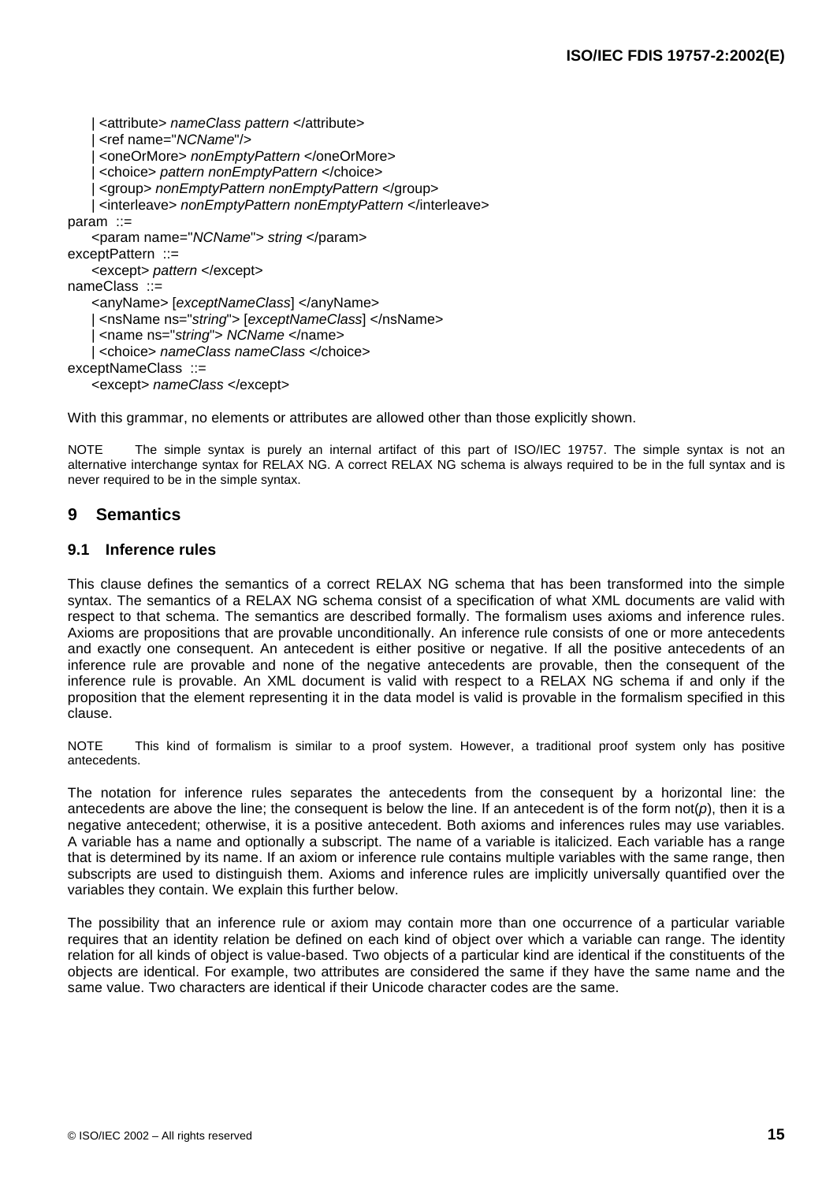```
    | <attribute> nameClass pattern </attribute>
    | <ref name="NCName"/>
    | <oneOrMore> nonEmptyPattern </oneOrMore>
    | <choice> pattern nonEmptyPattern </choice>
    | <group> nonEmptyPattern nonEmptyPattern </group>
    | <interleave> nonEmptyPattern nonEmptyPattern </interleave>
param  ::=
    <param name="NCName"> string </param>
exceptPattern  ::=
    <except> pattern </except>
nameClass  ::=
    <anyName> [exceptNameClass] </anyName>
    | <nsName ns="string"> [exceptNameClass] </nsName>
    | <name ns="string"> NCName </name>
    | <choice> nameClass nameClass </choice>
exceptNameClass  ::=
    <except> nameClass </except>
```

With this grammar, no elements or attributes are allowed other than those explicitly shown.

NOTE  The simple syntax is purely an internal artifact of this part of ISO/IEC 19757. The simple syntax is not an alternative interchange syntax for RELAX NG. A correct RELAX NG schema is always required to be in the full syntax and is never required to be in the simple syntax.

## 9 Semantics

### 9.1 Inference rules

This clause defines the semantics of a correct RELAX NG schema that has been transformed into the simple syntax. The semantics of a RELAX NG schema consist of a specification of what XML documents are valid with respect to that schema. The semantics are described formally. The formalism uses axioms and inference rules. Axioms are propositions that are provable unconditionally. An inference rule consists of one or more antecedents and exactly one consequent. An antecedent is either positive or negative. If all the positive antecedents of an inference rule are provable and none of the negative antecedents are provable, then the consequent of the inference rule is provable. An XML document is valid with respect to a RELAX NG schema if and only if the proposition that the element representing it in the data model is valid is provable in the formalism specified in this clause.

NOTE  This kind of formalism is similar to a proof system. However, a traditional proof system only has positive antecedents.

The notation for inference rules separates the antecedents from the consequent by a horizontal line: the antecedents are above the line; the consequent is below the line. If an antecedent is of the form not(*p*), then it is a negative antecedent; otherwise, it is a positive antecedent. Both axioms and inferences rules may use variables. A variable has a name and optionally a subscript. The name of a variable is italicized. Each variable has a range that is determined by its name. If an axiom or inference rule contains multiple variables with the same range, then subscripts are used to distinguish them. Axioms and inference rules are implicitly universally quantified over the variables they contain. We explain this further below.

The possibility that an inference rule or axiom may contain more than one occurrence of a particular variable requires that an identity relation be defined on each kind of object over which a variable can range. The identity relation for all kinds of object is value-based. Two objects of a particular kind are identical if the constituents of the objects are identical. For example, two attributes are considered the same if they have the same name and the same value. Two characters are identical if their Unicode character codes are the same.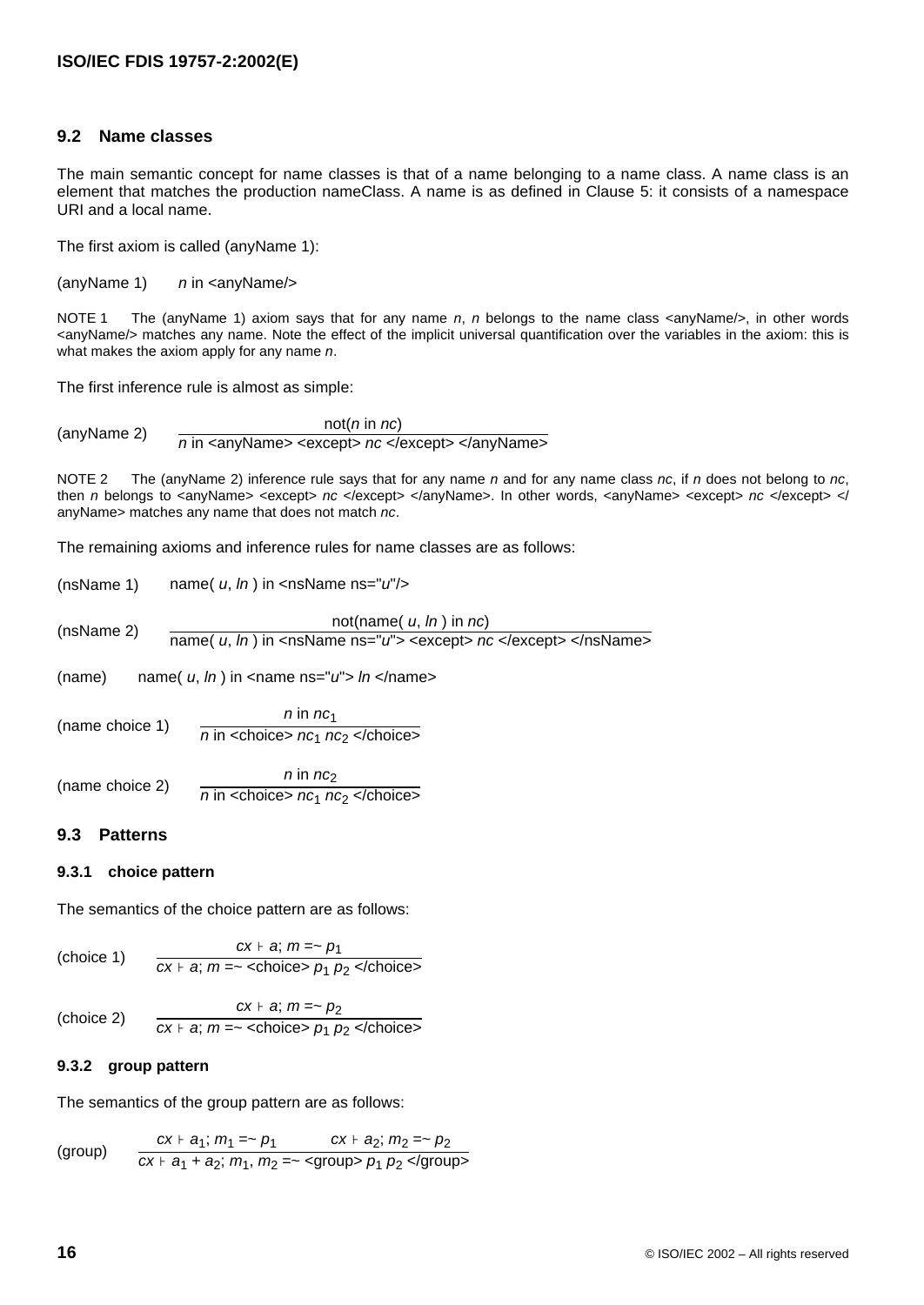## 9.2 Name classes

The main semantic concept for name classes is that of a name belonging to a name class. A name class is an element that matches the production nameClass. A name is as defined in Clause 5: it consists of a namespace URI and a local name.

The first axiom is called (anyName 1):

(anyName 1) $\quad$ *n* in <anyName/>

NOTE 1 The (anyName 1) axiom says that for any name *n*, *n* belongs to the name class <anyName/>, in other words <anyName/> matches any name. Note the effect of the implicit universal quantification over the variables in the axiom: this is what makes the axiom apply for any name *n*.

The first inference rule is almost as simple:

(anyName 2)

$$\frac{\text{not}(n \text{ in } nc)}{n \text{ in <anyName> <except> } nc \text{ </except> </anyName>}}$$

NOTE 2 The (anyName 2) inference rule says that for any name *n* and for any name class *nc*, if *n* does not belong to *nc*, then *n* belongs to <anyName> <except> *nc* </except> </anyName>. In other words, <anyName> <except> *nc* </except> </anyName> matches any name that does not match *nc*.

The remaining axioms and inference rules for name classes are as follows:

(nsName 1) $\quad$ name( *u*, *ln* ) in <nsName ns="*u*"/>

(nsName 2)

$$\frac{\text{not}(\text{name}(\ u, ln\ ) \text{ in } nc)}{\text{name}(\ u, ln\ ) \text{ in <nsName ns="}u\text{"> <except> } nc \text{ </except> </nsName>}}$$

(name) $\quad$ name( *u*, *ln* ) in <name ns="*u*"> *ln* </name>

(name choice 1)

$$\frac{n \text{ in } nc_1}{n \text{ in <choice> } nc_1\ nc_2 \text{ </choice>}}$$

(name choice 2)

$$\frac{n \text{ in } nc_2}{n \text{ in <choice> } nc_1\ nc_2 \text{ </choice>}}$$

## 9.3 Patterns

### 9.3.1 choice pattern

The semantics of the choice pattern are as follows:

(choice 1)

$$\frac{cx \vdash a;\ m =\sim p_1}{cx \vdash a;\ m =\sim \text{<choice> } p_1\ p_2 \text{ </choice>}}$$

(choice 2)

$$\frac{cx \vdash a;\ m =\sim p_2}{cx \vdash a;\ m =\sim \text{<choice> } p_1\ p_2 \text{ </choice>}}$$

### 9.3.2 group pattern

The semantics of the group pattern are as follows:

(group)

$$\frac{cx \vdash a_1;\ m_1 =\sim p_1 \qquad cx \vdash a_2;\ m_2 =\sim p_2}{cx \vdash a_1 + a_2;\ m_1, m_2 =\sim \text{<group> } p_1\ p_2 \text{ </group>}}$$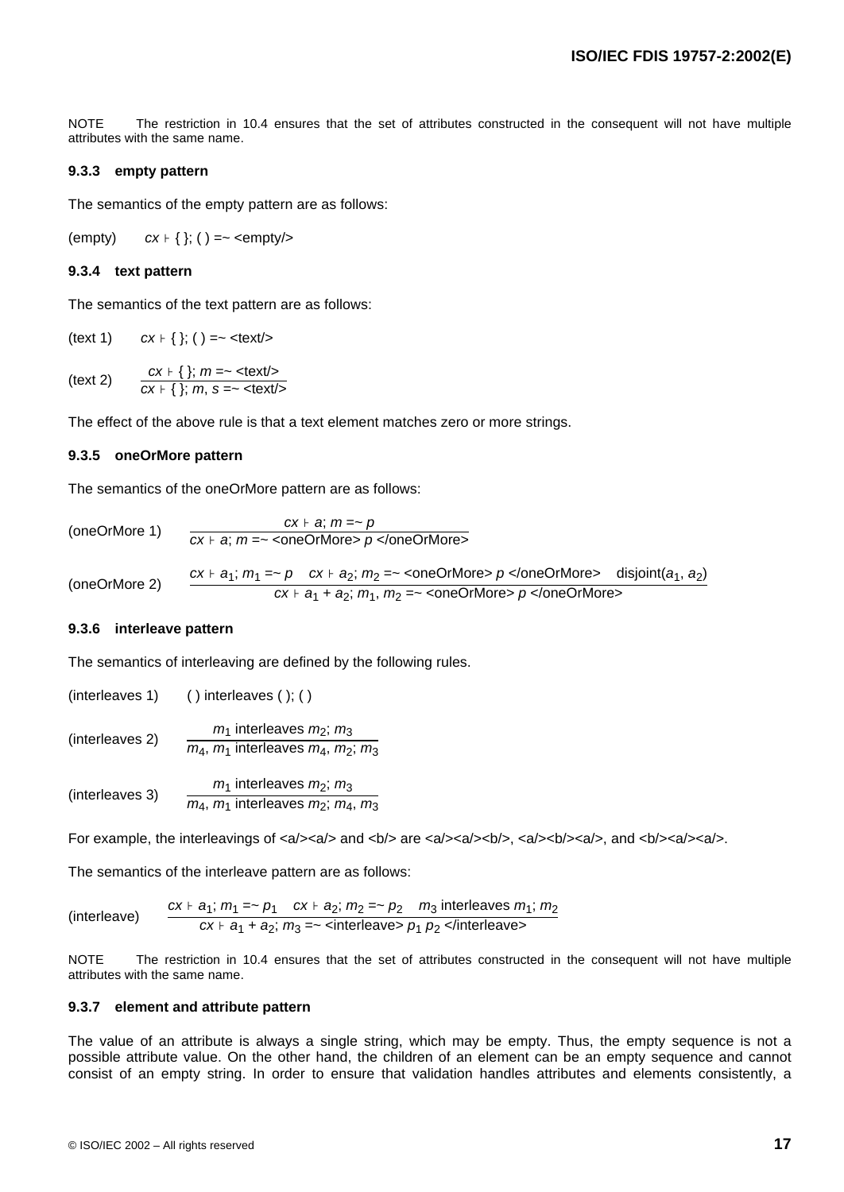NOTE The restriction in 10.4 ensures that the set of attributes constructed in the consequent will not have multiple attributes with the same name.

### 9.3.3 empty pattern

The semantics of the empty pattern are as follows:

(empty) $cx \vdash \{\ \}; (\ ) =\sim$ <empty/>

### 9.3.4 text pattern

The semantics of the text pattern are as follows:

(text 1) $cx \vdash \{\ \}; (\ ) =\sim$ <text/>

(text 2)

$$\frac{cx \vdash \{\ \};\ m =\sim \texttt{<text/>}}{cx \vdash \{\ \};\ m, s =\sim \texttt{<text/>}}$$

The effect of the above rule is that a text element matches zero or more strings.

### 9.3.5 oneOrMore pattern

The semantics of the oneOrMore pattern are as follows:

(oneOrMore 1)

$$\frac{cx \vdash a;\ m =\sim p}{cx \vdash a;\ m =\sim \texttt{<oneOrMore>}\ p\ \texttt{</oneOrMore>}}$$

(oneOrMore 2)

$$\frac{cx \vdash a_1;\ m_1 =\sim p \quad cx \vdash a_2;\ m_2 =\sim \texttt{<oneOrMore>}\ p\ \texttt{</oneOrMore>} \quad \text{disjoint}(a_1, a_2)}{cx \vdash a_1 + a_2;\ m_1, m_2 =\sim \texttt{<oneOrMore>}\ p\ \texttt{</oneOrMore>}}$$

### 9.3.6 interleave pattern

The semantics of interleaving are defined by the following rules.

(interleaves 1) $(\ )$ interleaves $(\ ); (\ )$

(interleaves 2)

$$\frac{m_1 \text{ interleaves } m_2;\ m_3}{m_4, m_1 \text{ interleaves } m_4, m_2;\ m_3}$$

(interleaves 3)

$$\frac{m_1 \text{ interleaves } m_2;\ m_3}{m_4, m_1 \text{ interleaves } m_2;\ m_4, m_3}$$

For example, the interleavings of <a/><a/> and <b/> are <a/><a/><b/>, <a/><b/><a/>, and <b/><a/><a/>.

The semantics of the interleave pattern are as follows:

(interleave)

$$\frac{cx \vdash a_1;\ m_1 =\sim p_1 \quad cx \vdash a_2;\ m_2 =\sim p_2 \quad m_3 \text{ interleaves } m_1;\ m_2}{cx \vdash a_1 + a_2;\ m_3 =\sim \texttt{<interleave>}\ p_1\ p_2\ \texttt{</interleave>}}$$

NOTE The restriction in 10.4 ensures that the set of attributes constructed in the consequent will not have multiple attributes with the same name.

### 9.3.7 element and attribute pattern

The value of an attribute is always a single string, which may be empty. Thus, the empty sequence is not a possible attribute value. On the other hand, the children of an element can be an empty sequence and cannot consist of an empty string. In order to ensure that validation handles attributes and elements consistently, a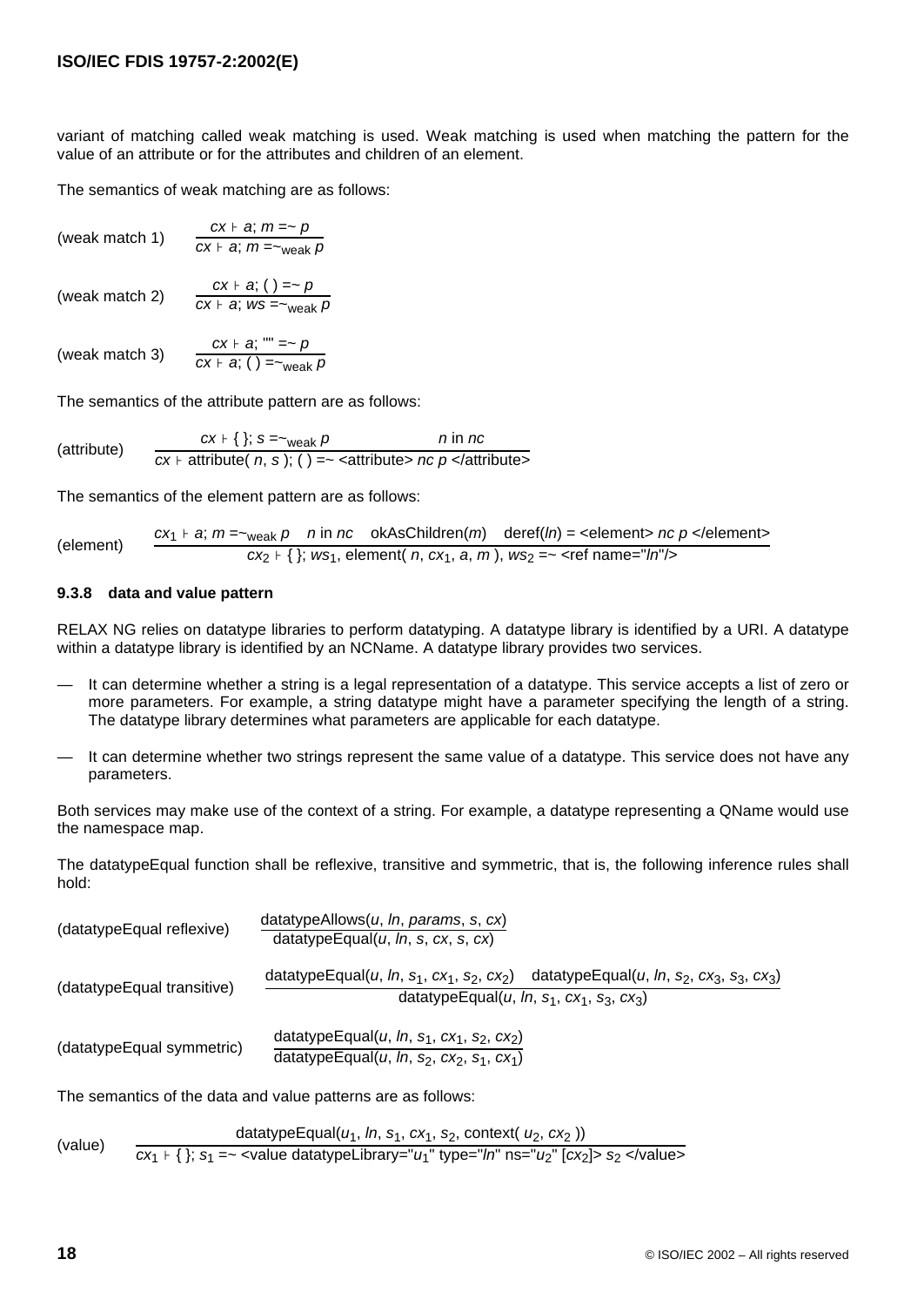variant of matching called weak matching is used. Weak matching is used when matching the pattern for the value of an attribute or for the attributes and children of an element.

The semantics of weak matching are as follows:

(weak match 1)
$$\frac{cx \vdash a;\ m =\sim p}{cx \vdash a;\ m =\sim_{\text{weak}}\ p}$$

(weak match 2)
$$\frac{cx \vdash a;\ (\ ) =\sim p}{cx \vdash a;\ ws =\sim_{\text{weak}}\ p}$$

(weak match 3)
$$\frac{cx \vdash a;\ \text{""} =\sim p}{cx \vdash a;\ (\ ) =\sim_{\text{weak}}\ p}$$

The semantics of the attribute pattern are as follows:

(attribute)
$$\frac{cx \vdash \{\ \};\ s =\sim_{\text{weak}}\ p \qquad n \text{ in } nc}{cx \vdash \text{attribute}(\ n,\ s\ );\ (\ ) =\sim \text{<attribute> } nc\ p \text{ </attribute>}}$$

The semantics of the element pattern are as follows:

(element)
$$\frac{cx_1 \vdash a;\ m =\sim_{\text{weak}}\ p \quad n \text{ in } nc \quad \text{okAsChildren}(m) \quad \text{deref}(ln) = \text{<element> } nc\ p \text{ </element>}}{cx_2 \vdash \{\ \};\ ws_1,\ \text{element}(\ n,\ cx_1,\ a,\ m\ ),\ ws_2 =\sim \text{<ref name="}ln\text{"/>}}$$

### 9.3.8 data and value pattern

RELAX NG relies on datatype libraries to perform datatyping. A datatype library is identified by a URI. A datatype within a datatype library is identified by an NCName. A datatype library provides two services.

— It can determine whether a string is a legal representation of a datatype. This service accepts a list of zero or more parameters. For example, a string datatype might have a parameter specifying the length of a string. The datatype library determines what parameters are applicable for each datatype.

— It can determine whether two strings represent the same value of a datatype. This service does not have any parameters.

Both services may make use of the context of a string. For example, a datatype representing a QName would use the namespace map.

The datatypeEqual function shall be reflexive, transitive and symmetric, that is, the following inference rules shall hold:

(datatypeEqual reflexive)
$$\frac{\text{datatypeAllows}(u,\ ln,\ params,\ s,\ cx)}{\text{datatypeEqual}(u,\ ln,\ s,\ cx,\ s,\ cx)}$$

(datatypeEqual transitive)
$$\frac{\text{datatypeEqual}(u,\ ln,\ s_1,\ cx_1,\ s_2,\ cx_2) \quad \text{datatypeEqual}(u,\ ln,\ s_2,\ cx_3,\ s_3,\ cx_3)}{\text{datatypeEqual}(u,\ ln,\ s_1,\ cx_1,\ s_3,\ cx_3)}$$

(datatypeEqual symmetric)
$$\frac{\text{datatypeEqual}(u,\ ln,\ s_1,\ cx_1,\ s_2,\ cx_2)}{\text{datatypeEqual}(u,\ ln,\ s_2,\ cx_2,\ s_1,\ cx_1)}$$

The semantics of the data and value patterns are as follows:

(value)
$$\frac{\text{datatypeEqual}(u_1,\ ln,\ s_1,\ cx_1,\ s_2,\ \text{context}(\ u_2,\ cx_2\ ))}{cx_1 \vdash \{\ \};\ s_1 =\sim \text{<value datatypeLibrary="}u_1\text{" type="}ln\text{" ns="}u_2\text{" [}cx_2\text{]> } s_2 \text{ </value>}}$$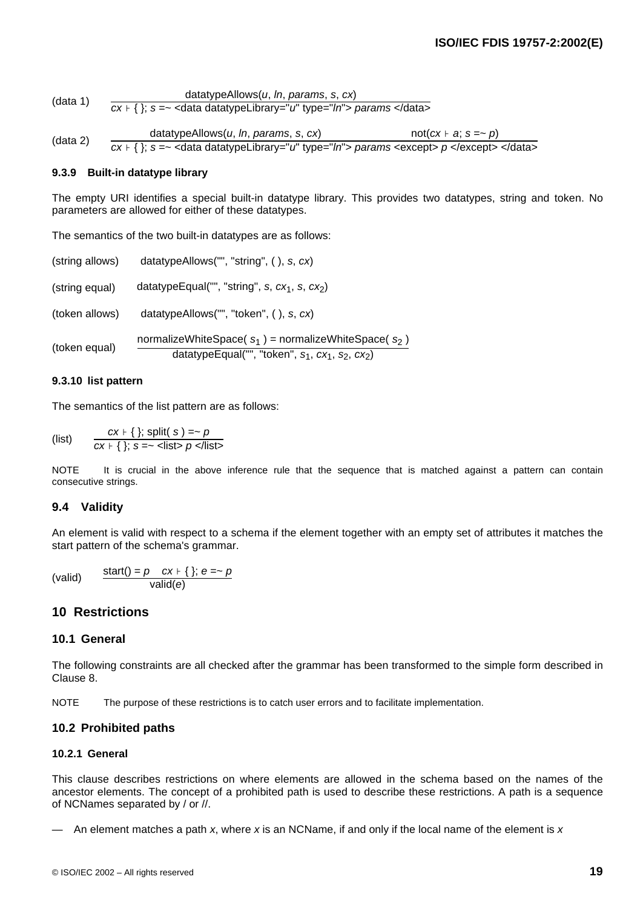(data 1)
$$\frac{\text{datatypeAllows}(u, ln, params, s, cx)}{cx \vdash \{\ \};\ s =\sim \text{<data datatypeLibrary="}u\text{" type="}ln\text{">}\ params\ \text{</data>}}$$

(data 2)
$$\frac{\text{datatypeAllows}(u, ln, params, s, cx) \qquad \text{not}(cx \vdash a;\ s =\sim p)}{cx \vdash \{\ \};\ s =\sim \text{<data datatypeLibrary="}u\text{" type="}ln\text{">}\ params\ \text{<except>}\ p\ \text{</except> </data>}}$$

#### 9.3.9 Built-in datatype library

The empty URI identifies a special built-in datatype library. This provides two datatypes, string and token. No parameters are allowed for either of these datatypes.

The semantics of the two built-in datatypes are as follows:

(string allows) datatypeAllows("", "string", ( ), $s$, $cx$)

(string equal) datatypeEqual("", "string", $s$, $cx_1$, $s$, $cx_2$)

(token allows) datatypeAllows("", "token", ( ), $s$, $cx$)

(token equal)
$$\frac{\text{normalizeWhiteSpace}(\ s_1\ ) = \text{normalizeWhiteSpace}(\ s_2\ )}{\text{datatypeEqual}(\text{""}, \text{"token"}, s_1, cx_1, s_2, cx_2)}$$

#### 9.3.10 list pattern

The semantics of the list pattern are as follows:

(list)
$$\frac{cx \vdash \{\ \};\ \text{split}(\ s\ ) =\sim p}{cx \vdash \{\ \};\ s =\sim \text{<list>}\ p\ \text{</list>}}$$

NOTE It is crucial in the above inference rule that the sequence that is matched against a pattern can contain consecutive strings.

### 9.4 Validity

An element is valid with respect to a schema if the element together with an empty set of attributes it matches the start pattern of the schema's grammar.

(valid)
$$\frac{\text{start}() = p \quad cx \vdash \{\ \};\ e =\sim p}{\text{valid}(e)}$$

## 10 Restrictions

### 10.1 General

The following constraints are all checked after the grammar has been transformed to the simple form described in Clause 8.

NOTE The purpose of these restrictions is to catch user errors and to facilitate implementation.

### 10.2 Prohibited paths

#### 10.2.1 General

This clause describes restrictions on where elements are allowed in the schema based on the names of the ancestor elements. The concept of a prohibited path is used to describe these restrictions. A path is a sequence of NCNames separated by / or //.

— An element matches a path $x$, where $x$ is an NCName, if and only if the local name of the element is $x$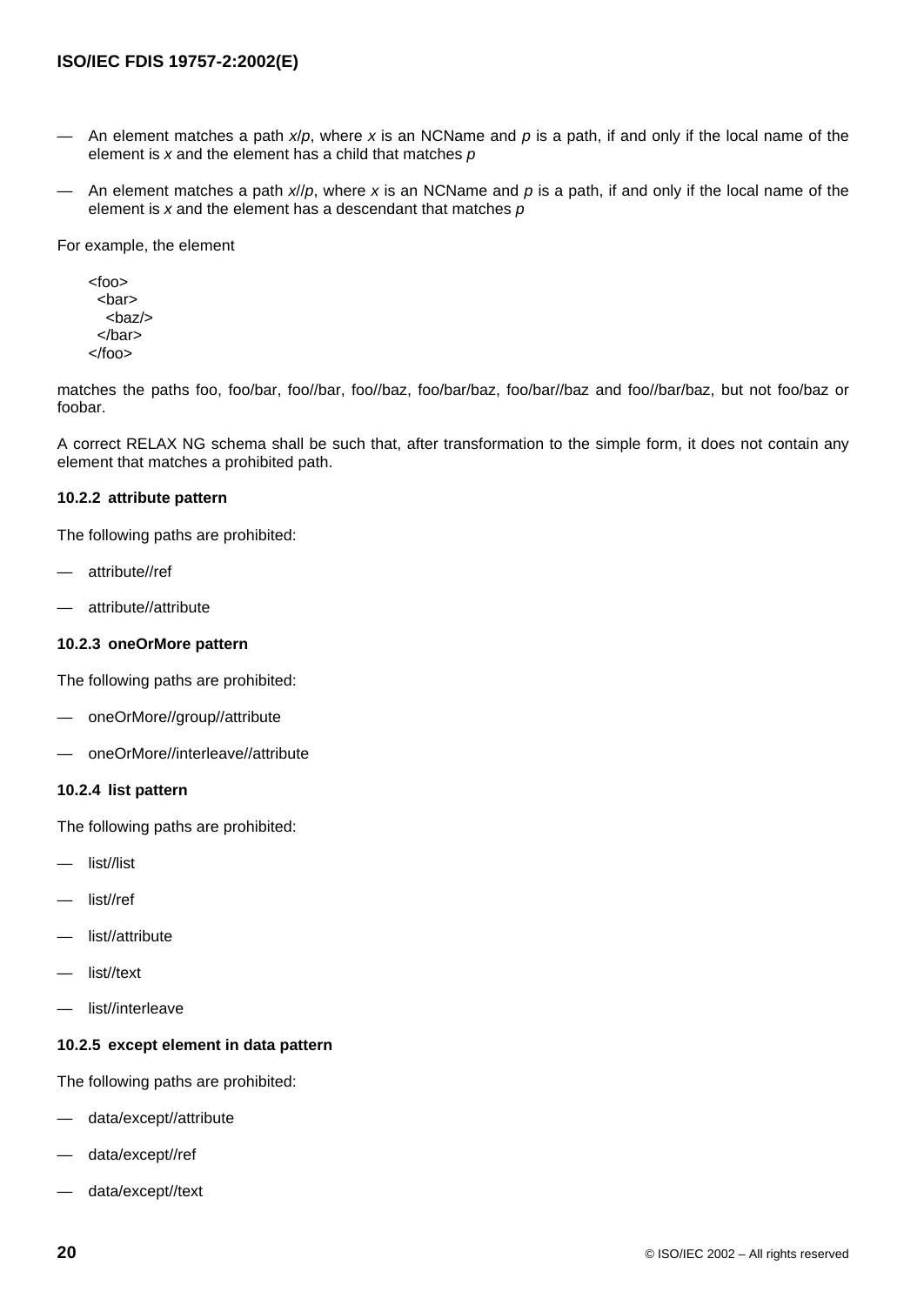— An element matches a path *x*/*p*, where *x* is an NCName and *p* is a path, if and only if the local name of the element is *x* and the element has a child that matches *p*

— An element matches a path *x*//*p*, where *x* is an NCName and *p* is a path, if and only if the local name of the element is *x* and the element has a descendant that matches *p*

For example, the element

```
<foo>
  <bar>
    <baz/>
  </bar>
</foo>
```

matches the paths foo, foo/bar, foo//bar, foo//baz, foo/bar/baz, foo/bar//baz and foo//bar/baz, but not foo/baz or foobar.

A correct RELAX NG schema shall be such that, after transformation to the simple form, it does not contain any element that matches a prohibited path.

#### 10.2.2 attribute pattern

The following paths are prohibited:

— attribute//ref

— attribute//attribute

#### 10.2.3 oneOrMore pattern

The following paths are prohibited:

— oneOrMore//group//attribute

— oneOrMore//interleave//attribute

#### 10.2.4 list pattern

The following paths are prohibited:

— list//list

— list//ref

— list//attribute

— list//text

— list//interleave

#### 10.2.5 except element in data pattern

The following paths are prohibited:

— data/except//attribute

— data/except//ref

— data/except//text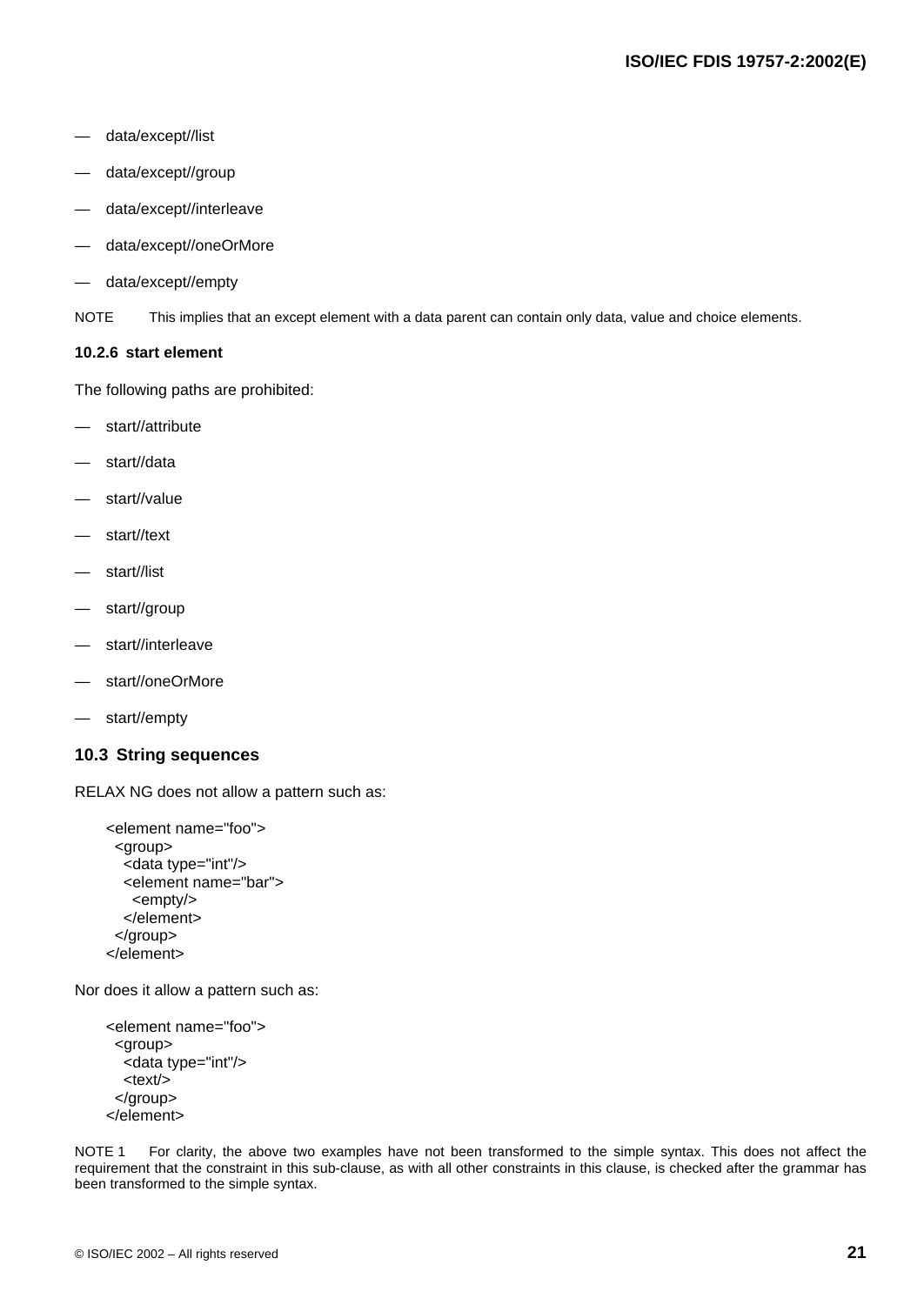— data/except//list

— data/except//group

— data/except//interleave

— data/except//oneOrMore

— data/except//empty

NOTE This implies that an except element with a data parent can contain only data, value and choice elements.

#### 10.2.6 start element

The following paths are prohibited:

— start//attribute

— start//data

— start//value

— start//text

— start//list

— start//group

— start//interleave

— start//oneOrMore

— start//empty

### 10.3 String sequences

RELAX NG does not allow a pattern such as:

```
<element name="foo">
  <group>
    <data type="int"/>
    <element name="bar">
      <empty/>
    </element>
  </group>
</element>
```

Nor does it allow a pattern such as:

```
<element name="foo">
  <group>
    <data type="int"/>
    <text/>
  </group>
</element>
```

NOTE 1 For clarity, the above two examples have not been transformed to the simple syntax. This does not affect the requirement that the constraint in this sub-clause, as with all other constraints in this clause, is checked after the grammar has been transformed to the simple syntax.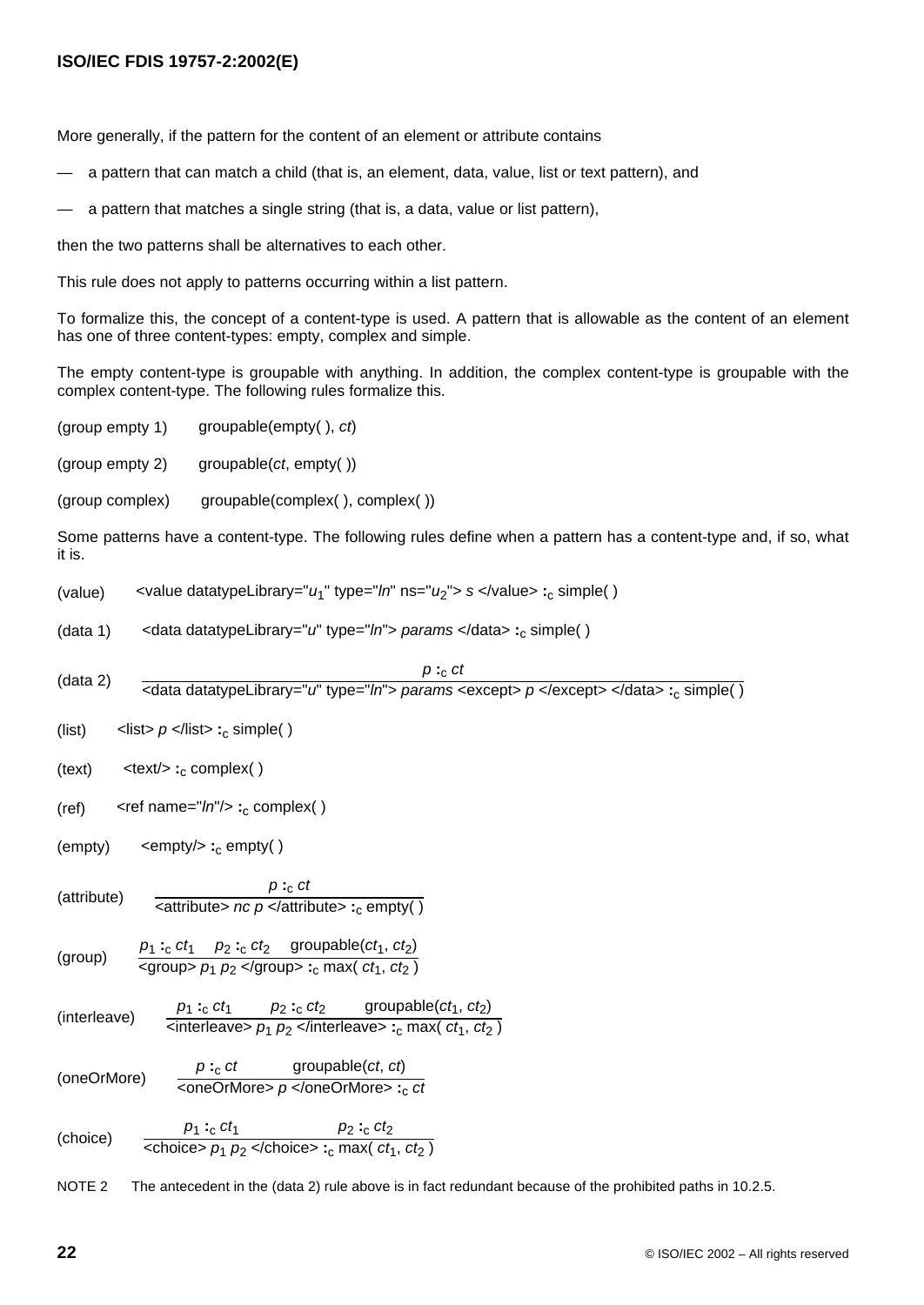More generally, if the pattern for the content of an element or attribute contains

— a pattern that can match a child (that is, an element, data, value, list or text pattern), and

— a pattern that matches a single string (that is, a data, value or list pattern),

then the two patterns shall be alternatives to each other.

This rule does not apply to patterns occurring within a list pattern.

To formalize this, the concept of a content-type is used. A pattern that is allowable as the content of an element has one of three content-types: empty, complex and simple.

The empty content-type is groupable with anything. In addition, the complex content-type is groupable with the complex content-type. The following rules formalize this.

(group empty 1) groupable(empty( ), *ct*)

(group empty 2) groupable(*ct*, empty( ))

(group complex) groupable(complex( ), complex( ))

Some patterns have a content-type. The following rules define when a pattern has a content-type and, if so, what it is.

(value) <value datatypeLibrary="$u_1$" type="*ln*" ns="$u_2$"> *s* </value> $:_c$ simple( )

(data 1) <data datatypeLibrary="*u*" type="*ln*"> *params* </data> $:_c$ simple( )

(data 2)
$$\frac{p :_c ct}{\text{<data datatypeLibrary="}u\text{" type="}ln\text{">}\ params\ \text{<except>}\ p\ \text{</except> </data>} :_c \text{simple( )}}$$

(list) <list> *p* </list> $:_c$ simple( )

(text) <text/> $:_c$ complex( )

(ref) <ref name="*ln*"/> $:_c$ complex( )

(empty) <empty/> $:_c$ empty( )

(attribute)
$$\frac{p :_c ct}{\text{<attribute>}\ nc\ p\ \text{</attribute>} :_c \text{empty( )}}$$

(group)
$$\frac{p_1 :_c ct_1 \quad p_2 :_c ct_2 \quad \text{groupable}(ct_1, ct_2)}{\text{<group>}\ p_1\ p_2\ \text{</group>} :_c \max(ct_1, ct_2)}$$

(interleave)
$$\frac{p_1 :_c ct_1 \quad p_2 :_c ct_2 \quad \text{groupable}(ct_1, ct_2)}{\text{<interleave>}\ p_1\ p_2\ \text{</interleave>} :_c \max(ct_1, ct_2)}$$

(oneOrMore)
$$\frac{p :_c ct \quad \text{groupable}(ct, ct)}{\text{<oneOrMore>}\ p\ \text{</oneOrMore>} :_c ct}$$

(choice)
$$\frac{p_1 :_c ct_1 \quad p_2 :_c ct_2}{\text{<choice>}\ p_1\ p_2\ \text{</choice>} :_c \max(ct_1, ct_2)}$$

NOTE 2 The antecedent in the (data 2) rule above is in fact redundant because of the prohibited paths in 10.2.5.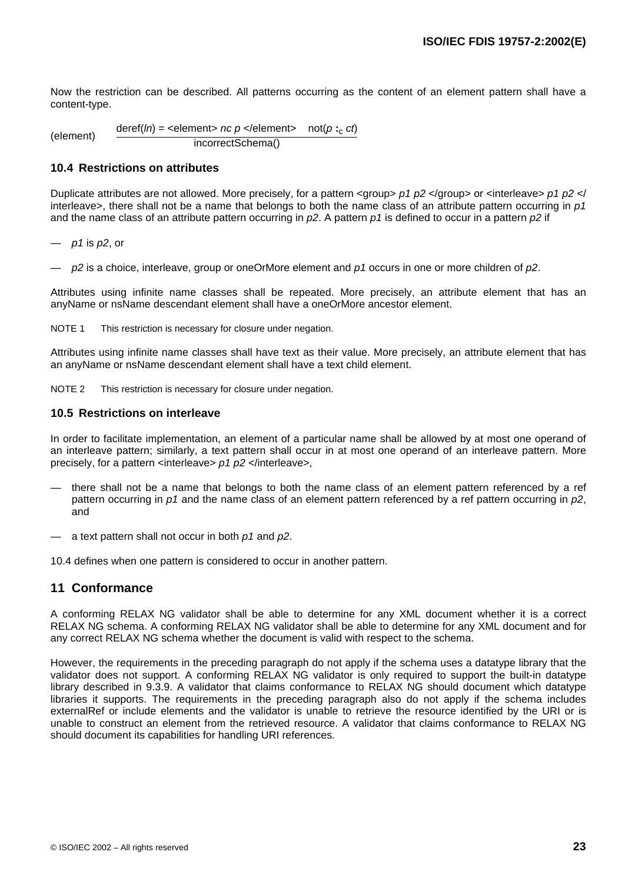Now the restriction can be described. All patterns occurring as the content of an element pattern shall have a content-type.

(element) $$\frac{\text{deref}(ln) = \text{<element>}\ nc\ p\ \text{</element>} \quad \text{not}(p :_{c} ct)}{\text{incorrectSchema}()}$$

### 10.4 Restrictions on attributes

Duplicate attributes are not allowed. More precisely, for a pattern <group> *p1 p2* </group> or <interleave> *p1 p2* </interleave>, there shall not be a name that belongs to both the name class of an attribute pattern occurring in *p1* and the name class of an attribute pattern occurring in *p2*. A pattern *p1* is defined to occur in a pattern *p2* if

— *p1* is *p2*, or

— *p2* is a choice, interleave, group or oneOrMore element and *p1* occurs in one or more children of *p2*.

Attributes using infinite name classes shall be repeated. More precisely, an attribute element that has an anyName or nsName descendant element shall have a oneOrMore ancestor element.

NOTE 1 This restriction is necessary for closure under negation.

Attributes using infinite name classes shall have text as their value. More precisely, an attribute element that has an anyName or nsName descendant element shall have a text child element.

NOTE 2 This restriction is necessary for closure under negation.

### 10.5 Restrictions on interleave

In order to facilitate implementation, an element of a particular name shall be allowed by at most one operand of an interleave pattern; similarly, a text pattern shall occur in at most one operand of an interleave pattern. More precisely, for a pattern <interleave> *p1 p2* </interleave>,

— there shall not be a name that belongs to both the name class of an element pattern referenced by a ref pattern occurring in *p1* and the name class of an element pattern referenced by a ref pattern occurring in *p2*, and

— a text pattern shall not occur in both *p1* and *p2*.

10.4 defines when one pattern is considered to occur in another pattern.

## 11 Conformance

A conforming RELAX NG validator shall be able to determine for any XML document whether it is a correct RELAX NG schema. A conforming RELAX NG validator shall be able to determine for any XML document and for any correct RELAX NG schema whether the document is valid with respect to the schema.

However, the requirements in the preceding paragraph do not apply if the schema uses a datatype library that the validator does not support. A conforming RELAX NG validator is only required to support the built-in datatype library described in 9.3.9. A validator that claims conformance to RELAX NG should document which datatype libraries it supports. The requirements in the preceding paragraph also do not apply if the schema includes externalRef or include elements and the validator is unable to retrieve the resource identified by the URI or is unable to construct an element from the retrieved resource. A validator that claims conformance to RELAX NG should document its capabilities for handling URI references.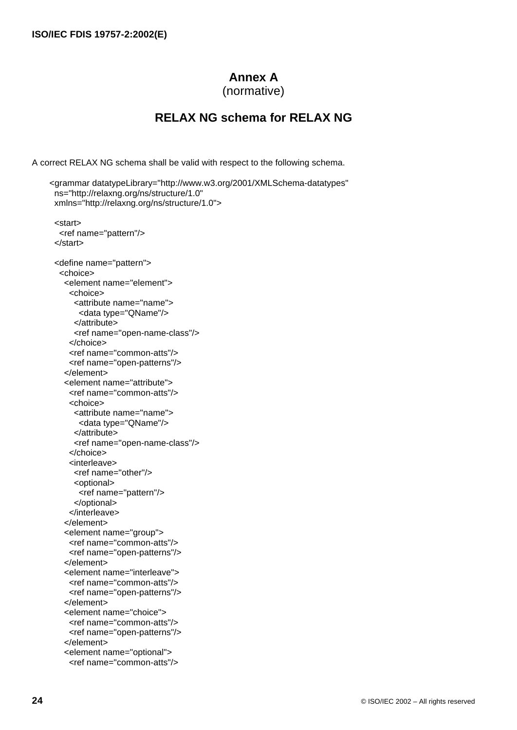# Annex A
(normative)

## RELAX NG schema for RELAX NG

A correct RELAX NG schema shall be valid with respect to the following schema.

```
<grammar datatypeLibrary="http://www.w3.org/2001/XMLSchema-datatypes"
  ns="http://relaxng.org/ns/structure/1.0"
  xmlns="http://relaxng.org/ns/structure/1.0">

  <start>
    <ref name="pattern"/>
  </start>

  <define name="pattern">
    <choice>
      <element name="element">
        <choice>
          <attribute name="name">
            <data type="QName"/>
          </attribute>
          <ref name="open-name-class"/>
        </choice>
        <ref name="common-atts"/>
        <ref name="open-patterns"/>
      </element>
      <element name="attribute">
        <ref name="common-atts"/>
        <choice>
          <attribute name="name">
            <data type="QName"/>
          </attribute>
          <ref name="open-name-class"/>
        </choice>
        <interleave>
          <ref name="other"/>
          <optional>
            <ref name="pattern"/>
          </optional>
        </interleave>
      </element>
      <element name="group">
        <ref name="common-atts"/>
        <ref name="open-patterns"/>
      </element>
      <element name="interleave">
        <ref name="common-atts"/>
        <ref name="open-patterns"/>
      </element>
      <element name="choice">
        <ref name="common-atts"/>
        <ref name="open-patterns"/>
      </element>
      <element name="optional">
        <ref name="common-atts"/>
```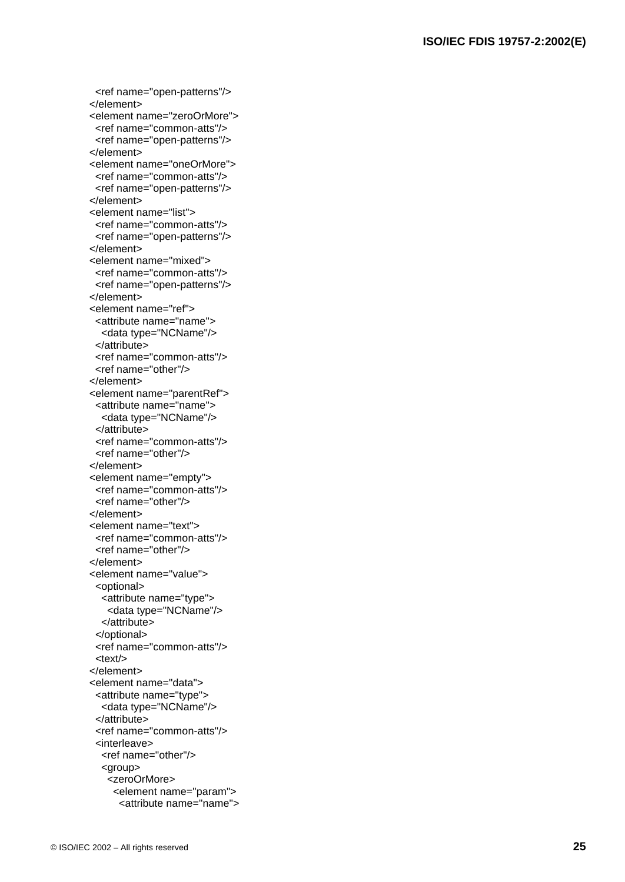```
  <ref name="open-patterns"/>
</element>
<element name="zeroOrMore">
  <ref name="common-atts"/>
  <ref name="open-patterns"/>
</element>
<element name="oneOrMore">
  <ref name="common-atts"/>
  <ref name="open-patterns"/>
</element>
<element name="list">
  <ref name="common-atts"/>
  <ref name="open-patterns"/>
</element>
<element name="mixed">
  <ref name="common-atts"/>
  <ref name="open-patterns"/>
</element>
<element name="ref">
  <attribute name="name">
    <data type="NCName"/>
  </attribute>
  <ref name="common-atts"/>
  <ref name="other"/>
</element>
<element name="parentRef">
  <attribute name="name">
    <data type="NCName"/>
  </attribute>
  <ref name="common-atts"/>
  <ref name="other"/>
</element>
<element name="empty">
  <ref name="common-atts"/>
  <ref name="other"/>
</element>
<element name="text">
  <ref name="common-atts"/>
  <ref name="other"/>
</element>
<element name="value">
  <optional>
    <attribute name="type">
      <data type="NCName"/>
    </attribute>
  </optional>
  <ref name="common-atts"/>
  <text/>
</element>
<element name="data">
  <attribute name="type">
    <data type="NCName"/>
  </attribute>
  <ref name="common-atts"/>
  <interleave>
    <ref name="other"/>
    <group>
      <zeroOrMore>
        <element name="param">
          <attribute name="name">
```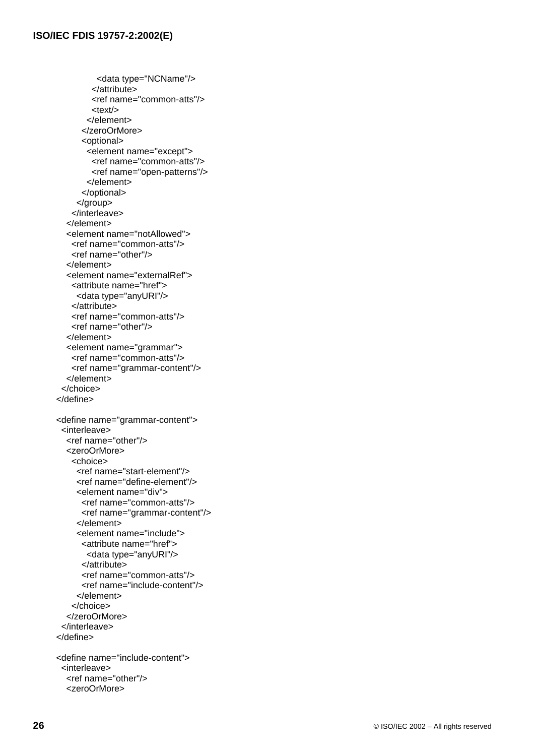```
          <data type="NCName"/>
        </attribute>
        <ref name="common-atts"/>
        <text/>
      </element>
    </zeroOrMore>
    <optional>
      <element name="except">
        <ref name="common-atts"/>
        <ref name="open-patterns"/>
      </element>
    </optional>
  </group>
</interleave>
    </element>
    <element name="notAllowed">
      <ref name="common-atts"/>
      <ref name="other"/>
    </element>
    <element name="externalRef">
      <attribute name="href">
        <data type="anyURI"/>
      </attribute>
      <ref name="common-atts"/>
      <ref name="other"/>
    </element>
    <element name="grammar">
      <ref name="common-atts"/>
      <ref name="grammar-content"/>
    </element>
  </choice>
</define>

<define name="grammar-content">
  <interleave>
    <ref name="other"/>
    <zeroOrMore>
      <choice>
        <ref name="start-element"/>
        <ref name="define-element"/>
        <element name="div">
          <ref name="common-atts"/>
          <ref name="grammar-content"/>
        </element>
        <element name="include">
          <attribute name="href">
            <data type="anyURI"/>
          </attribute>
          <ref name="common-atts"/>
          <ref name="include-content"/>
        </element>
      </choice>
    </zeroOrMore>
  </interleave>
</define>

<define name="include-content">
  <interleave>
    <ref name="other"/>
    <zeroOrMore>
```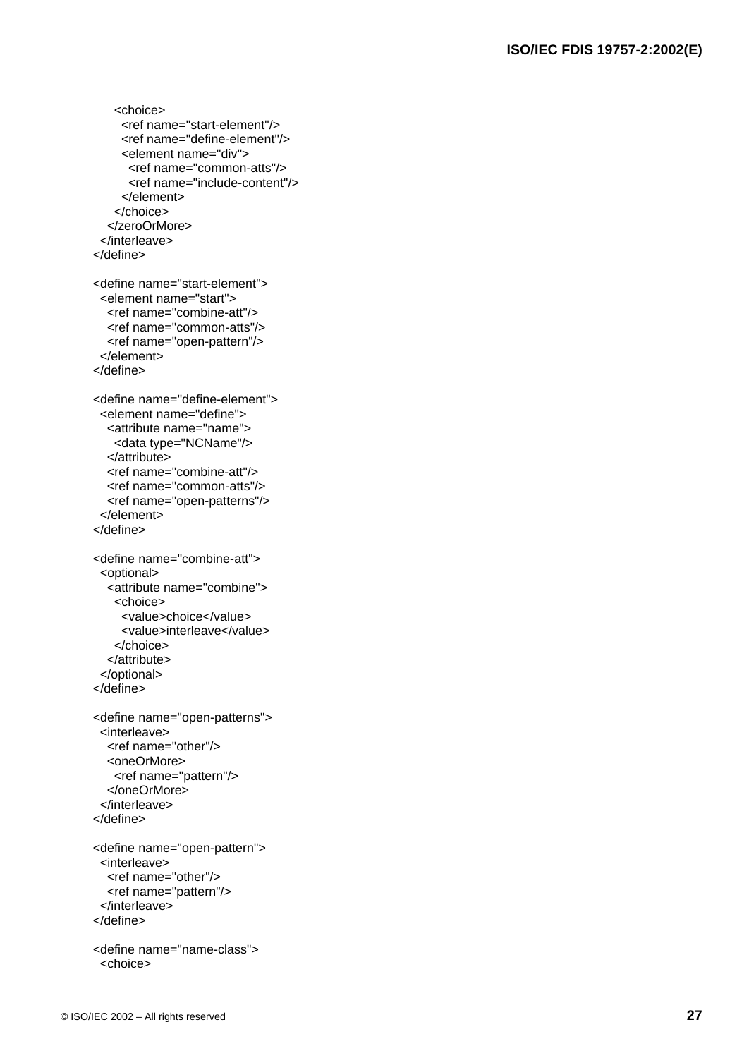```
      <choice>
        <ref name="start-element"/>
        <ref name="define-element"/>
        <element name="div">
          <ref name="common-atts"/>
          <ref name="include-content"/>
        </element>
      </choice>
    </zeroOrMore>
  </interleave>
</define>

<define name="start-element">
  <element name="start">
    <ref name="combine-att"/>
    <ref name="common-atts"/>
    <ref name="open-pattern"/>
  </element>
</define>

<define name="define-element">
  <element name="define">
    <attribute name="name">
      <data type="NCName"/>
    </attribute>
    <ref name="combine-att"/>
    <ref name="common-atts"/>
    <ref name="open-patterns"/>
  </element>
</define>

<define name="combine-att">
  <optional>
    <attribute name="combine">
      <choice>
        <value>choice</value>
        <value>interleave</value>
      </choice>
    </attribute>
  </optional>
</define>

<define name="open-patterns">
  <interleave>
    <ref name="other"/>
    <oneOrMore>
      <ref name="pattern"/>
    </oneOrMore>
  </interleave>
</define>

<define name="open-pattern">
  <interleave>
    <ref name="other"/>
    <ref name="pattern"/>
  </interleave>
</define>

<define name="name-class">
  <choice>
```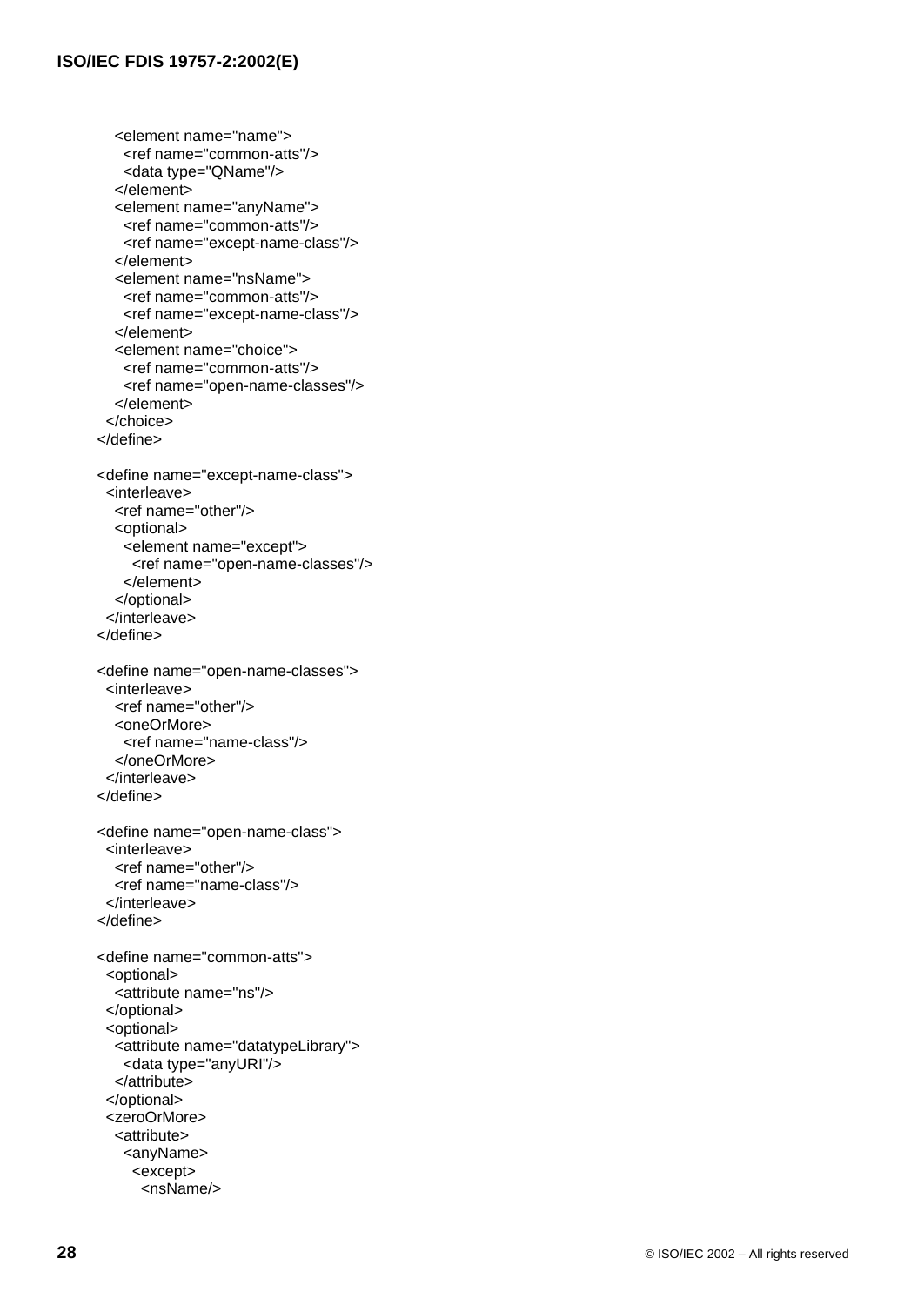```
    <element name="name">
      <ref name="common-atts"/>
      <data type="QName"/>
    </element>
    <element name="anyName">
      <ref name="common-atts"/>
      <ref name="except-name-class"/>
    </element>
    <element name="nsName">
      <ref name="common-atts"/>
      <ref name="except-name-class"/>
    </element>
    <element name="choice">
      <ref name="common-atts"/>
      <ref name="open-name-classes"/>
    </element>
  </choice>
</define>

<define name="except-name-class">
  <interleave>
    <ref name="other"/>
    <optional>
      <element name="except">
        <ref name="open-name-classes"/>
      </element>
    </optional>
  </interleave>
</define>

<define name="open-name-classes">
  <interleave>
    <ref name="other"/>
    <oneOrMore>
      <ref name="name-class"/>
    </oneOrMore>
  </interleave>
</define>

<define name="open-name-class">
  <interleave>
    <ref name="other"/>
    <ref name="name-class"/>
  </interleave>
</define>

<define name="common-atts">
  <optional>
    <attribute name="ns"/>
  </optional>
  <optional>
    <attribute name="datatypeLibrary">
      <data type="anyURI"/>
    </attribute>
  </optional>
  <zeroOrMore>
    <attribute>
      <anyName>
        <except>
          <nsName/>
```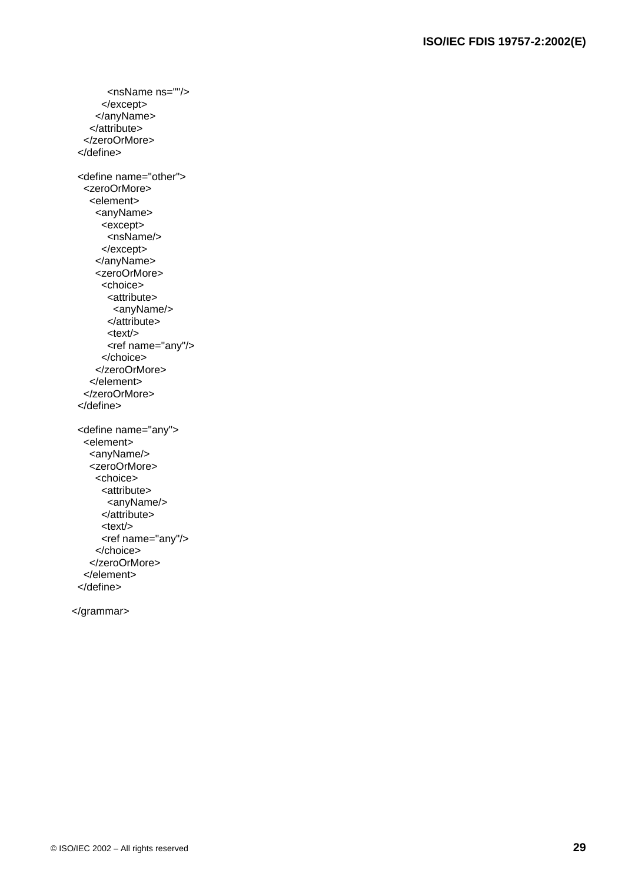```
          <nsName ns=""/>
        </except>
      </anyName>
    </attribute>
  </zeroOrMore>
</define>

<define name="other">
  <zeroOrMore>
    <element>
      <anyName>
        <except>
          <nsName/>
        </except>
      </anyName>
      <zeroOrMore>
        <choice>
          <attribute>
            <anyName/>
          </attribute>
          <text/>
          <ref name="any"/>
        </choice>
      </zeroOrMore>
    </element>
  </zeroOrMore>
</define>

<define name="any">
  <element>
    <anyName/>
    <zeroOrMore>
      <choice>
        <attribute>
          <anyName/>
        </attribute>
        <text/>
        <ref name="any"/>
      </choice>
    </zeroOrMore>
  </element>
</define>

</grammar>
```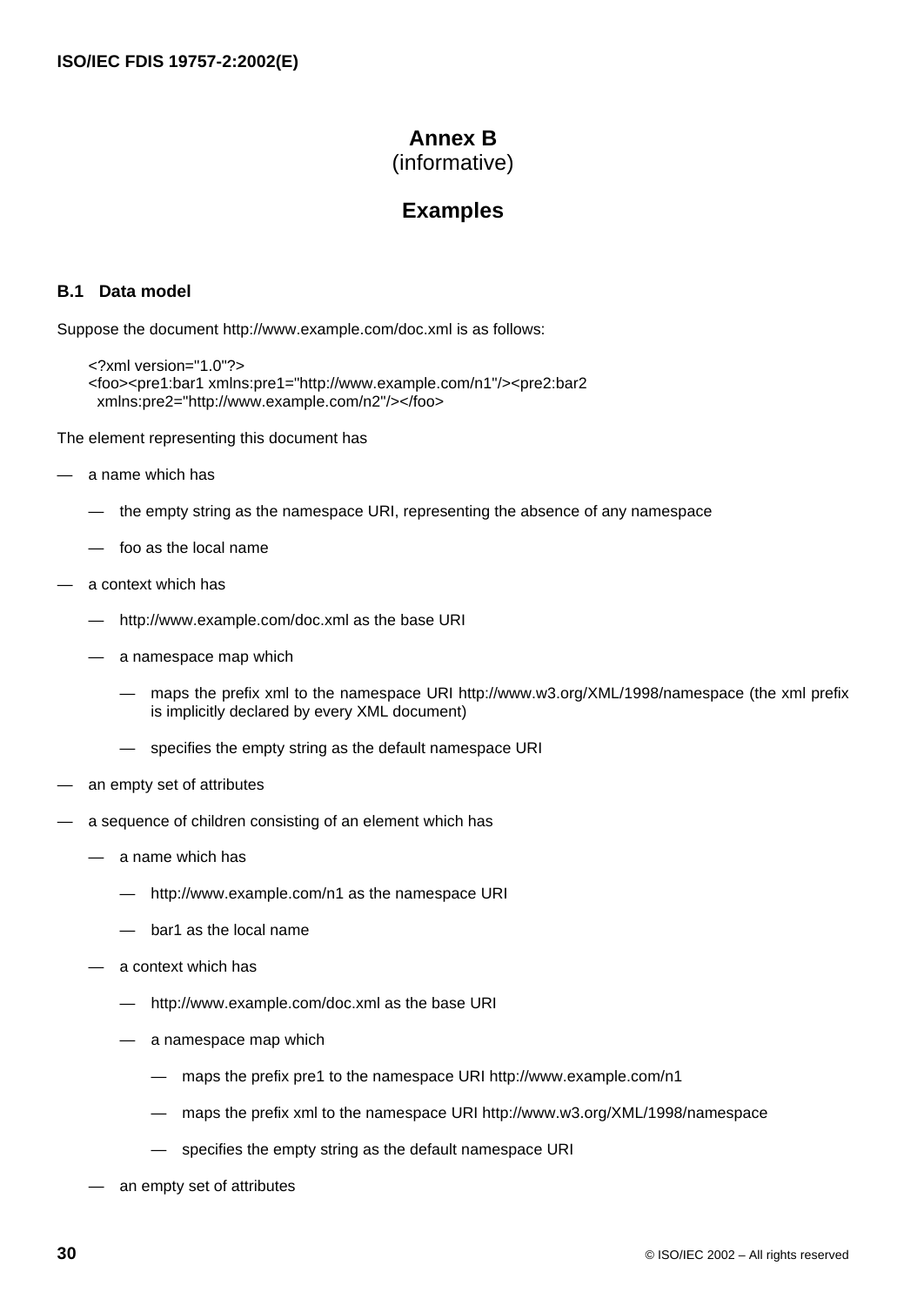# Annex B
(informative)

# Examples

## B.1 Data model

Suppose the document http://www.example.com/doc.xml is as follows:

```
<?xml version="1.0"?>
<foo><pre1:bar1 xmlns:pre1="http://www.example.com/n1"/><pre2:bar2
  xmlns:pre2="http://www.example.com/n2"/></foo>
```

The element representing this document has

- a name which has
  - the empty string as the namespace URI, representing the absence of any namespace
  - foo as the local name
- a context which has
  - http://www.example.com/doc.xml as the base URI
  - a namespace map which
    - maps the prefix xml to the namespace URI http://www.w3.org/XML/1998/namespace (the xml prefix is implicitly declared by every XML document)
    - specifies the empty string as the default namespace URI
- an empty set of attributes
- a sequence of children consisting of an element which has
  - a name which has
    - http://www.example.com/n1 as the namespace URI
    - bar1 as the local name
  - a context which has
    - http://www.example.com/doc.xml as the base URI
    - a namespace map which
      - maps the prefix pre1 to the namespace URI http://www.example.com/n1
      - maps the prefix xml to the namespace URI http://www.w3.org/XML/1998/namespace
      - specifies the empty string as the default namespace URI
  - an empty set of attributes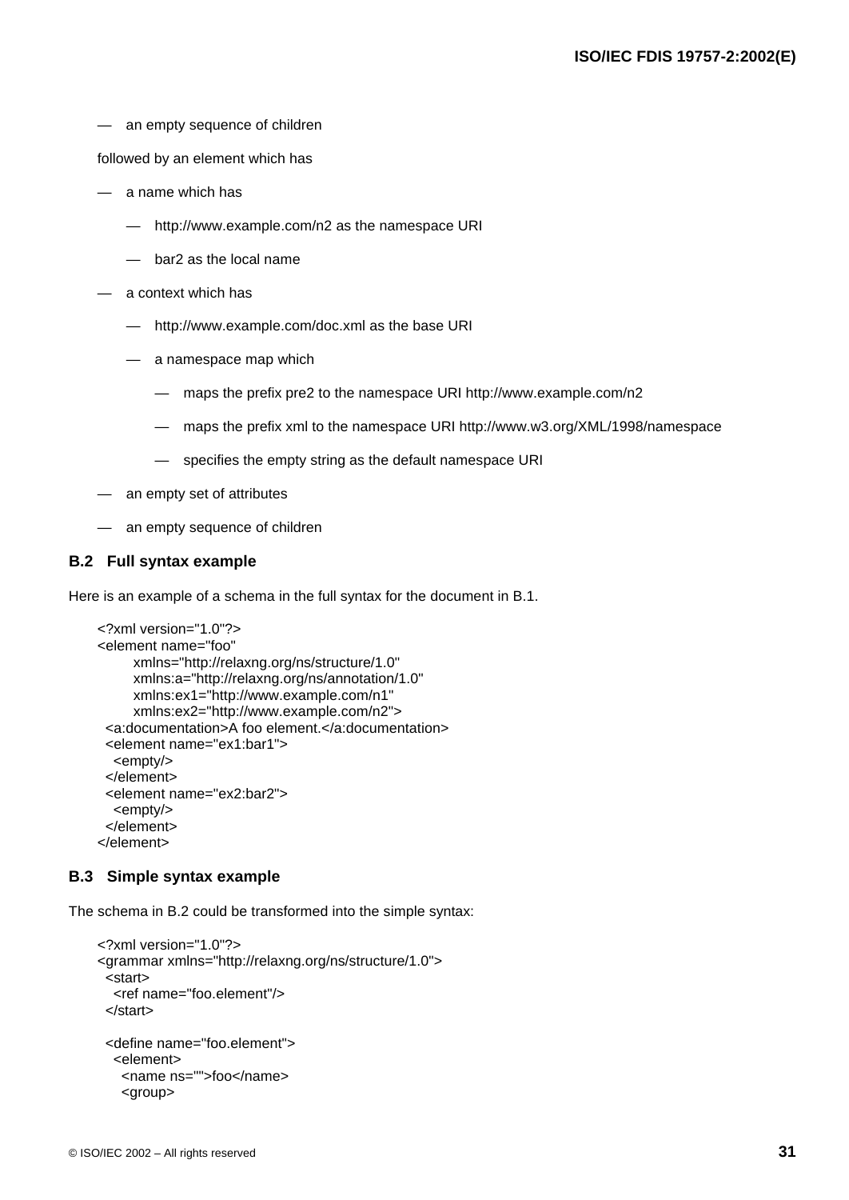- an empty sequence of children

followed by an element which has

- a name which has
  - http://www.example.com/n2 as the namespace URI
  - bar2 as the local name
- a context which has
  - http://www.example.com/doc.xml as the base URI
  - a namespace map which
    - maps the prefix pre2 to the namespace URI http://www.example.com/n2
    - maps the prefix xml to the namespace URI http://www.w3.org/XML/1998/namespace
    - specifies the empty string as the default namespace URI
- an empty set of attributes
- an empty sequence of children

### B.2 Full syntax example

Here is an example of a schema in the full syntax for the document in B.1.

```
<?xml version="1.0"?>
<element name="foo"
       xmlns="http://relaxng.org/ns/structure/1.0"
       xmlns:a="http://relaxng.org/ns/annotation/1.0"
       xmlns:ex1="http://www.example.com/n1"
       xmlns:ex2="http://www.example.com/n2">
  <a:documentation>A foo element.</a:documentation>
  <element name="ex1:bar1">
    <empty/>
  </element>
  <element name="ex2:bar2">
    <empty/>
  </element>
</element>
```

### B.3 Simple syntax example

The schema in B.2 could be transformed into the simple syntax:

```
<?xml version="1.0"?>
<grammar xmlns="http://relaxng.org/ns/structure/1.0">
  <start>
    <ref name="foo.element"/>
  </start>

  <define name="foo.element">
    <element>
      <name ns="">foo</name>
      <group>
```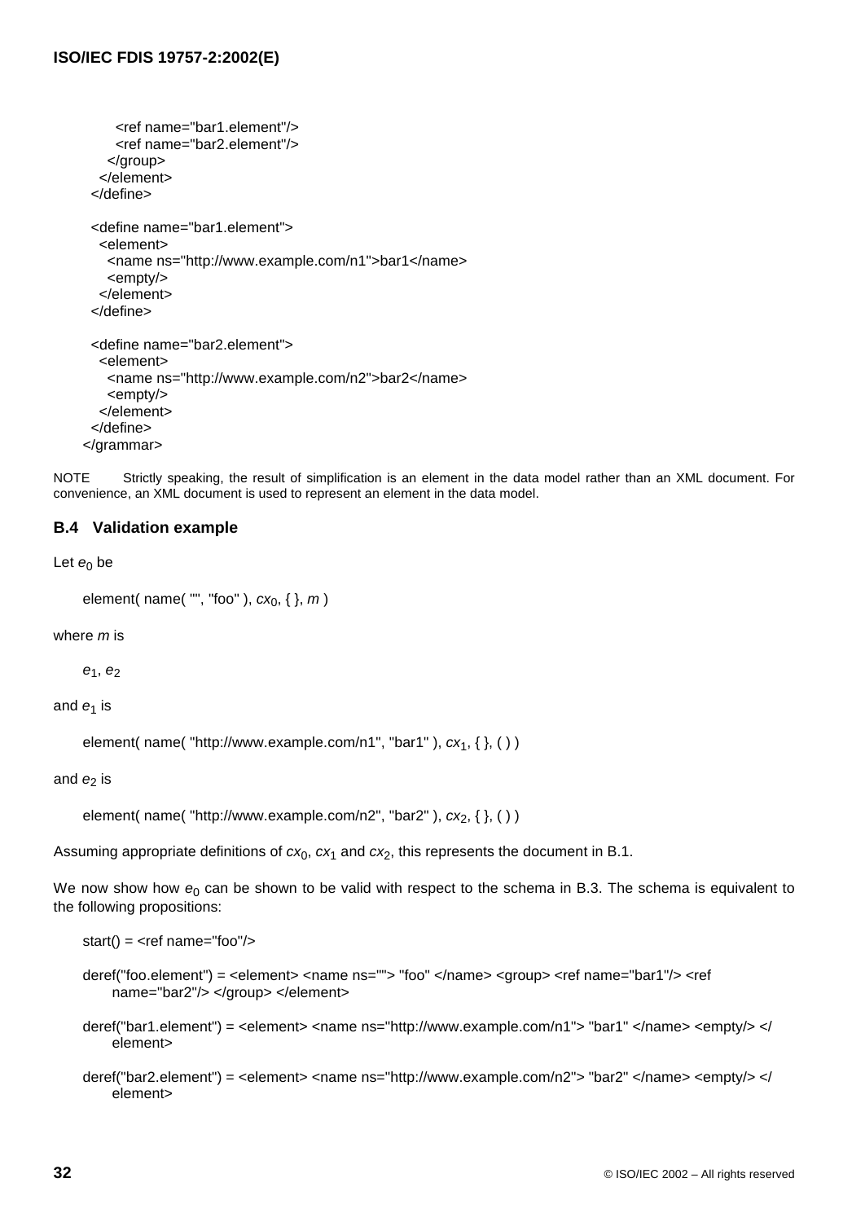```
      <ref name="bar1.element"/>
      <ref name="bar2.element"/>
    </group>
  </element>
</define>

<define name="bar1.element">
  <element>
    <name ns="http://www.example.com/n1">bar1</name>
    <empty/>
  </element>
</define>

<define name="bar2.element">
  <element>
    <name ns="http://www.example.com/n2">bar2</name>
    <empty/>
  </element>
</define>
</grammar>
```

NOTE Strictly speaking, the result of simplification is an element in the data model rather than an XML document. For convenience, an XML document is used to represent an element in the data model.

### B.4 Validation example

Let $e_0$ be

element( name( "", "foo" ), $cx_0$, { }, $m$ )

where $m$ is

$e_1$, $e_2$

and $e_1$ is

element( name( "http://www.example.com/n1", "bar1" ), $cx_1$, { }, ( ) )

and $e_2$ is

element( name( "http://www.example.com/n2", "bar2" ), $cx_2$, { }, ( ) )

Assuming appropriate definitions of $cx_0$, $cx_1$ and $cx_2$, this represents the document in B.1.

We now show how $e_0$ can be shown to be valid with respect to the schema in B.3. The schema is equivalent to the following propositions:

start() = <ref name="foo"/>

deref("foo.element") = <element> <name ns=""> "foo" </name> <group> <ref name="bar1"/> <ref name="bar2"/> </group> </element>

deref("bar1.element") = <element> <name ns="http://www.example.com/n1"> "bar1" </name> <empty/> </element>

deref("bar2.element") = <element> <name ns="http://www.example.com/n2"> "bar2" </name> <empty/> </element>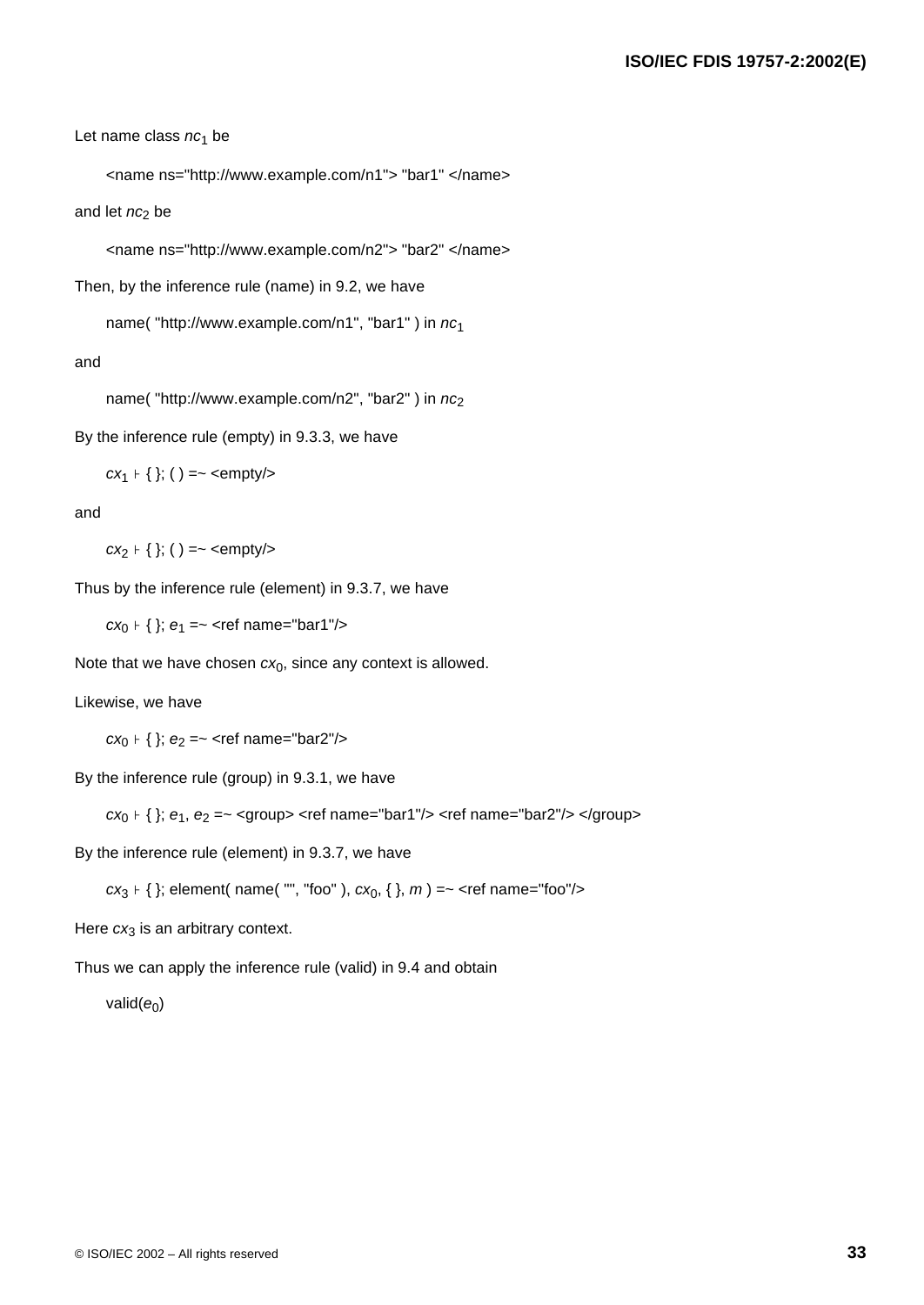Let name class $nc_1$ be

    <name ns="http://www.example.com/n1"> "bar1" </name>

and let $nc_2$ be

    <name ns="http://www.example.com/n2"> "bar2" </name>

Then, by the inference rule (name) in 9.2, we have

    name( "http://www.example.com/n1", "bar1" ) in $nc_1$

and

    name( "http://www.example.com/n2", "bar2" ) in $nc_2$

By the inference rule (empty) in 9.3.3, we have

    $cx_1 \vdash$ { }; ( ) =~ <empty/>

and

    $cx_2 \vdash$ { }; ( ) =~ <empty/>

Thus by the inference rule (element) in 9.3.7, we have

    $cx_0 \vdash$ { }; $e_1$ =~ <ref name="bar1"/>

Note that we have chosen $cx_0$, since any context is allowed.

Likewise, we have

    $cx_0 \vdash$ { }; $e_2$ =~ <ref name="bar2"/>

By the inference rule (group) in 9.3.1, we have

    $cx_0 \vdash$ { }; $e_1$, $e_2$ =~ <group> <ref name="bar1"/> <ref name="bar2"/> </group>

By the inference rule (element) in 9.3.7, we have

    $cx_3 \vdash$ { }; element( name( "", "foo" ), $cx_0$, { }, $m$ ) =~ <ref name="foo"/>

Here $cx_3$ is an arbitrary context.

Thus we can apply the inference rule (valid) in 9.4 and obtain

    valid($e_0$)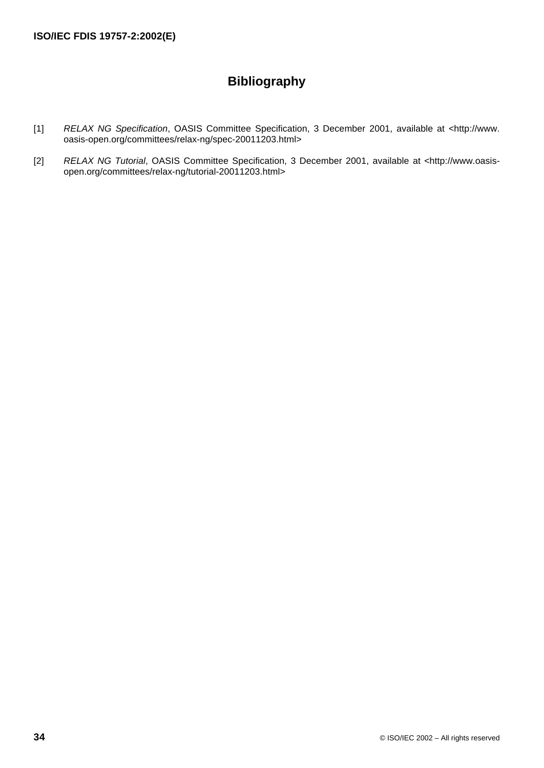# Bibliography

[1] *RELAX NG Specification*, OASIS Committee Specification, 3 December 2001, available at <http://www.oasis-open.org/committees/relax-ng/spec-20011203.html>

[2] *RELAX NG Tutorial*, OASIS Committee Specification, 3 December 2001, available at <http://www.oasis-open.org/committees/relax-ng/tutorial-20011203.html>